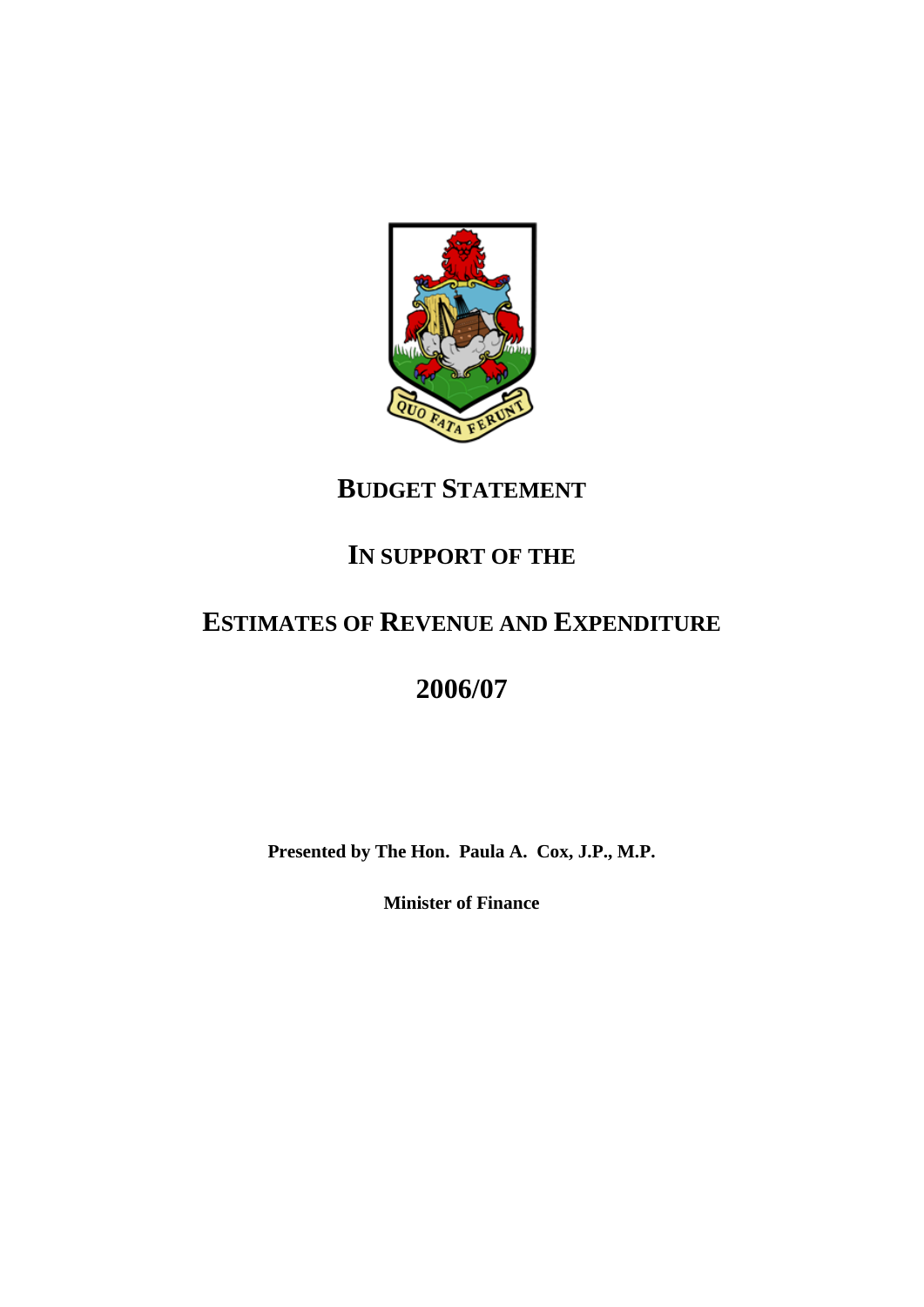# BUDGET STATEMENT

# IN SUPPORT OF THE

# ESTIMATES OF REVENUE AND EXPENDITURE

# 2006/07

**Presented by The Hon. Paula A. Cox, J.P., M.P.**

**Minister of Finance**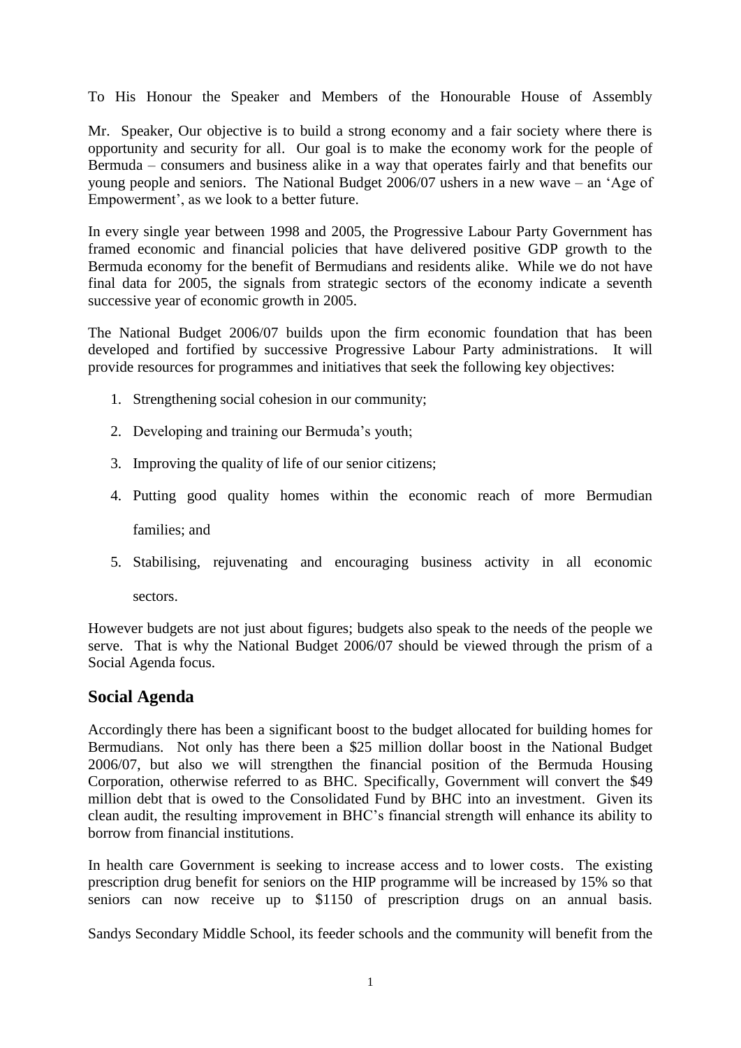To His Honour the Speaker and Members of the Honourable House of Assembly

Mr. Speaker, Our objective is to build a strong economy and a fair society where there is opportunity and security for all. Our goal is to make the economy work for the people of Bermuda – consumers and business alike in a way that operates fairly and that benefits our young people and seniors. The National Budget 2006/07 ushers in a new wave – an 'Age of Empowerment', as we look to a better future.

In every single year between 1998 and 2005, the Progressive Labour Party Government has framed economic and financial policies that have delivered positive GDP growth to the Bermuda economy for the benefit of Bermudians and residents alike. While we do not have final data for 2005, the signals from strategic sectors of the economy indicate a seventh successive year of economic growth in 2005.

The National Budget 2006/07 builds upon the firm economic foundation that has been developed and fortified by successive Progressive Labour Party administrations. It will provide resources for programmes and initiatives that seek the following key objectives:

1. Strengthening social cohesion in our community;
2. Developing and training our Bermuda's youth;
3. Improving the quality of life of our senior citizens;
4. Putting good quality homes within the economic reach of more Bermudian families; and
5. Stabilising, rejuvenating and encouraging business activity in all economic sectors.

However budgets are not just about figures; budgets also speak to the needs of the people we serve. That is why the National Budget 2006/07 should be viewed through the prism of a Social Agenda focus.

## Social Agenda

Accordingly there has been a significant boost to the budget allocated for building homes for Bermudians. Not only has there been a $25 million dollar boost in the National Budget 2006/07, but also we will strengthen the financial position of the Bermuda Housing Corporation, otherwise referred to as BHC. Specifically, Government will convert the $49 million debt that is owed to the Consolidated Fund by BHC into an investment. Given its clean audit, the resulting improvement in BHC's financial strength will enhance its ability to borrow from financial institutions.

In health care Government is seeking to increase access and to lower costs. The existing prescription drug benefit for seniors on the HIP programme will be increased by 15% so that seniors can now receive up to $1150 of prescription drugs on an annual basis.

Sandys Secondary Middle School, its feeder schools and the community will benefit from the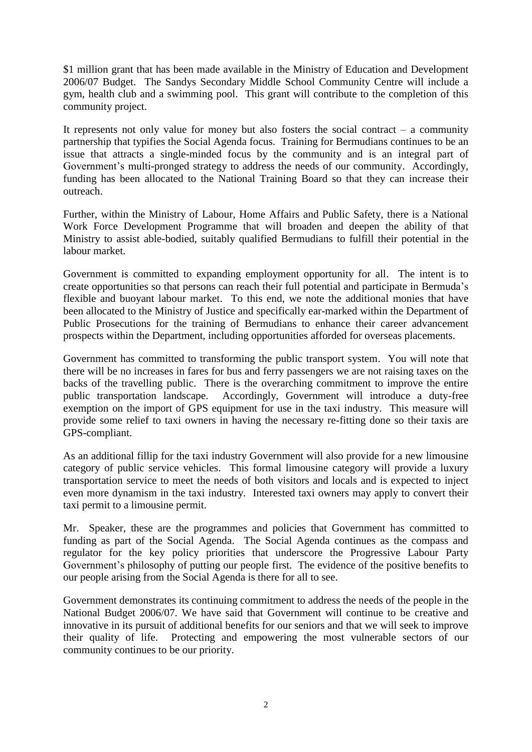$1 million grant that has been made available in the Ministry of Education and Development 2006/07 Budget. The Sandys Secondary Middle School Community Centre will include a gym, health club and a swimming pool. This grant will contribute to the completion of this community project.

It represents not only value for money but also fosters the social contract – a community partnership that typifies the Social Agenda focus. Training for Bermudians continues to be an issue that attracts a single-minded focus by the community and is an integral part of Government's multi-pronged strategy to address the needs of our community. Accordingly, funding has been allocated to the National Training Board so that they can increase their outreach.

Further, within the Ministry of Labour, Home Affairs and Public Safety, there is a National Work Force Development Programme that will broaden and deepen the ability of that Ministry to assist able-bodied, suitably qualified Bermudians to fulfill their potential in the labour market.

Government is committed to expanding employment opportunity for all. The intent is to create opportunities so that persons can reach their full potential and participate in Bermuda's flexible and buoyant labour market. To this end, we note the additional monies that have been allocated to the Ministry of Justice and specifically ear-marked within the Department of Public Prosecutions for the training of Bermudians to enhance their career advancement prospects within the Department, including opportunities afforded for overseas placements.

Government has committed to transforming the public transport system. You will note that there will be no increases in fares for bus and ferry passengers we are not raising taxes on the backs of the travelling public. There is the overarching commitment to improve the entire public transportation landscape. Accordingly, Government will introduce a duty-free exemption on the import of GPS equipment for use in the taxi industry. This measure will provide some relief to taxi owners in having the necessary re-fitting done so their taxis are GPS-compliant.

As an additional fillip for the taxi industry Government will also provide for a new limousine category of public service vehicles. This formal limousine category will provide a luxury transportation service to meet the needs of both visitors and locals and is expected to inject even more dynamism in the taxi industry. Interested taxi owners may apply to convert their taxi permit to a limousine permit.

Mr. Speaker, these are the programmes and policies that Government has committed to funding as part of the Social Agenda. The Social Agenda continues as the compass and regulator for the key policy priorities that underscore the Progressive Labour Party Government's philosophy of putting our people first. The evidence of the positive benefits to our people arising from the Social Agenda is there for all to see.

Government demonstrates its continuing commitment to address the needs of the people in the National Budget 2006/07. We have said that Government will continue to be creative and innovative in its pursuit of additional benefits for our seniors and that we will seek to improve their quality of life. Protecting and empowering the most vulnerable sectors of our community continues to be our priority.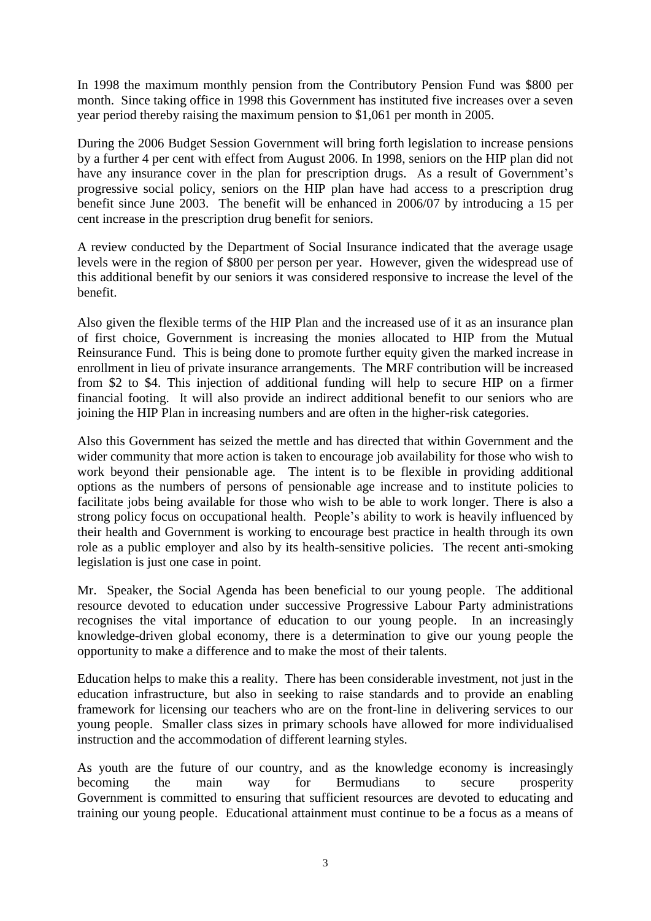In 1998 the maximum monthly pension from the Contributory Pension Fund was $800 per month. Since taking office in 1998 this Government has instituted five increases over a seven year period thereby raising the maximum pension to $1,061 per month in 2005.

During the 2006 Budget Session Government will bring forth legislation to increase pensions by a further 4 per cent with effect from August 2006. In 1998, seniors on the HIP plan did not have any insurance cover in the plan for prescription drugs. As a result of Government's progressive social policy, seniors on the HIP plan have had access to a prescription drug benefit since June 2003. The benefit will be enhanced in 2006/07 by introducing a 15 per cent increase in the prescription drug benefit for seniors.

A review conducted by the Department of Social Insurance indicated that the average usage levels were in the region of $800 per person per year. However, given the widespread use of this additional benefit by our seniors it was considered responsive to increase the level of the benefit.

Also given the flexible terms of the HIP Plan and the increased use of it as an insurance plan of first choice, Government is increasing the monies allocated to HIP from the Mutual Reinsurance Fund. This is being done to promote further equity given the marked increase in enrollment in lieu of private insurance arrangements. The MRF contribution will be increased from $2 to $4. This injection of additional funding will help to secure HIP on a firmer financial footing. It will also provide an indirect additional benefit to our seniors who are joining the HIP Plan in increasing numbers and are often in the higher-risk categories.

Also this Government has seized the mettle and has directed that within Government and the wider community that more action is taken to encourage job availability for those who wish to work beyond their pensionable age. The intent is to be flexible in providing additional options as the numbers of persons of pensionable age increase and to institute policies to facilitate jobs being available for those who wish to be able to work longer. There is also a strong policy focus on occupational health. People's ability to work is heavily influenced by their health and Government is working to encourage best practice in health through its own role as a public employer and also by its health-sensitive policies. The recent anti-smoking legislation is just one case in point.

Mr. Speaker, the Social Agenda has been beneficial to our young people. The additional resource devoted to education under successive Progressive Labour Party administrations recognises the vital importance of education to our young people. In an increasingly knowledge-driven global economy, there is a determination to give our young people the opportunity to make a difference and to make the most of their talents.

Education helps to make this a reality. There has been considerable investment, not just in the education infrastructure, but also in seeking to raise standards and to provide an enabling framework for licensing our teachers who are on the front-line in delivering services to our young people. Smaller class sizes in primary schools have allowed for more individualised instruction and the accommodation of different learning styles.

As youth are the future of our country, and as the knowledge economy is increasingly becoming the main way for Bermudians to secure prosperity Government is committed to ensuring that sufficient resources are devoted to educating and training our young people. Educational attainment must continue to be a focus as a means of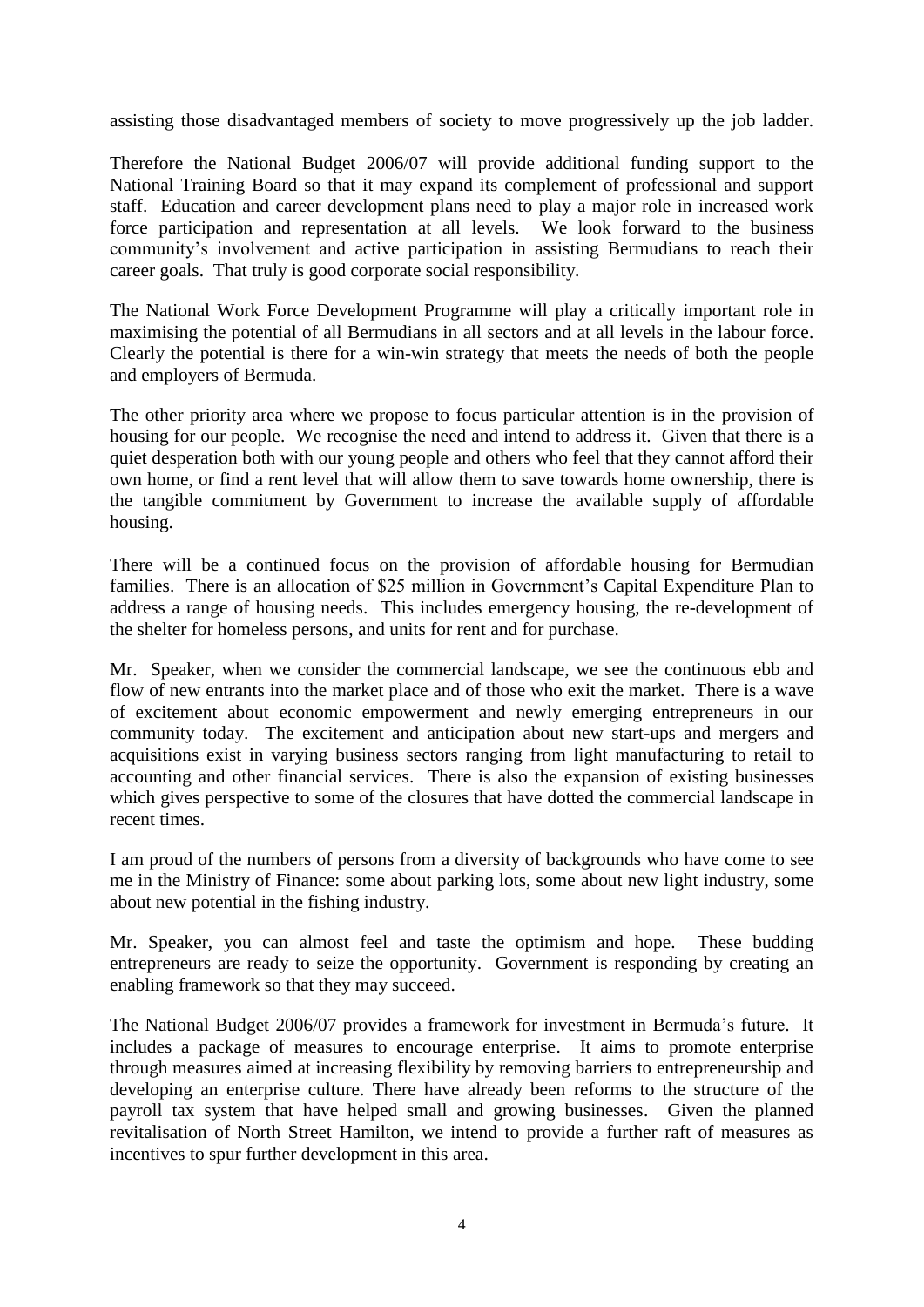assisting those disadvantaged members of society to move progressively up the job ladder.

Therefore the National Budget 2006/07 will provide additional funding support to the National Training Board so that it may expand its complement of professional and support staff. Education and career development plans need to play a major role in increased work force participation and representation at all levels. We look forward to the business community's involvement and active participation in assisting Bermudians to reach their career goals. That truly is good corporate social responsibility.

The National Work Force Development Programme will play a critically important role in maximising the potential of all Bermudians in all sectors and at all levels in the labour force. Clearly the potential is there for a win-win strategy that meets the needs of both the people and employers of Bermuda.

The other priority area where we propose to focus particular attention is in the provision of housing for our people. We recognise the need and intend to address it. Given that there is a quiet desperation both with our young people and others who feel that they cannot afford their own home, or find a rent level that will allow them to save towards home ownership, there is the tangible commitment by Government to increase the available supply of affordable housing.

There will be a continued focus on the provision of affordable housing for Bermudian families. There is an allocation of $25 million in Government's Capital Expenditure Plan to address a range of housing needs. This includes emergency housing, the re-development of the shelter for homeless persons, and units for rent and for purchase.

Mr. Speaker, when we consider the commercial landscape, we see the continuous ebb and flow of new entrants into the market place and of those who exit the market. There is a wave of excitement about economic empowerment and newly emerging entrepreneurs in our community today. The excitement and anticipation about new start-ups and mergers and acquisitions exist in varying business sectors ranging from light manufacturing to retail to accounting and other financial services. There is also the expansion of existing businesses which gives perspective to some of the closures that have dotted the commercial landscape in recent times.

I am proud of the numbers of persons from a diversity of backgrounds who have come to see me in the Ministry of Finance: some about parking lots, some about new light industry, some about new potential in the fishing industry.

Mr. Speaker, you can almost feel and taste the optimism and hope. These budding entrepreneurs are ready to seize the opportunity. Government is responding by creating an enabling framework so that they may succeed.

The National Budget 2006/07 provides a framework for investment in Bermuda's future. It includes a package of measures to encourage enterprise. It aims to promote enterprise through measures aimed at increasing flexibility by removing barriers to entrepreneurship and developing an enterprise culture. There have already been reforms to the structure of the payroll tax system that have helped small and growing businesses. Given the planned revitalisation of North Street Hamilton, we intend to provide a further raft of measures as incentives to spur further development in this area.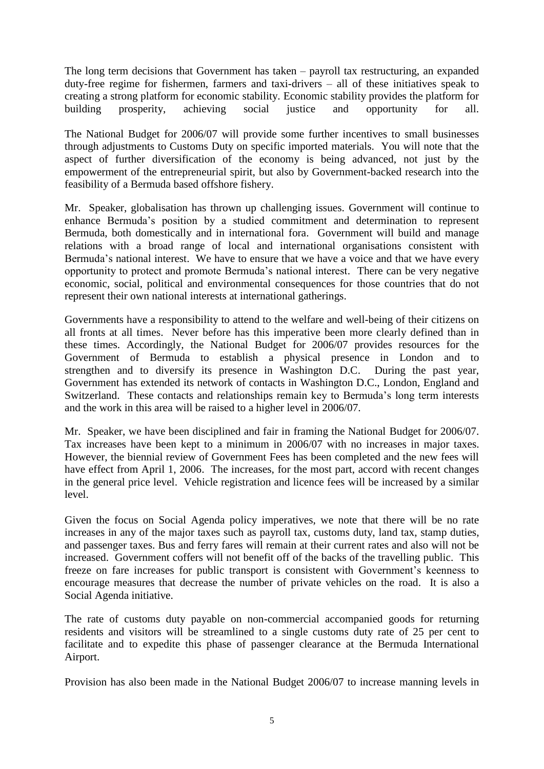The long term decisions that Government has taken – payroll tax restructuring, an expanded duty-free regime for fishermen, farmers and taxi-drivers – all of these initiatives speak to creating a strong platform for economic stability. Economic stability provides the platform for building prosperity, achieving social justice and opportunity for all.

The National Budget for 2006/07 will provide some further incentives to small businesses through adjustments to Customs Duty on specific imported materials. You will note that the aspect of further diversification of the economy is being advanced, not just by the empowerment of the entrepreneurial spirit, but also by Government-backed research into the feasibility of a Bermuda based offshore fishery.

Mr. Speaker, globalisation has thrown up challenging issues. Government will continue to enhance Bermuda's position by a studied commitment and determination to represent Bermuda, both domestically and in international fora. Government will build and manage relations with a broad range of local and international organisations consistent with Bermuda's national interest. We have to ensure that we have a voice and that we have every opportunity to protect and promote Bermuda's national interest. There can be very negative economic, social, political and environmental consequences for those countries that do not represent their own national interests at international gatherings.

Governments have a responsibility to attend to the welfare and well-being of their citizens on all fronts at all times. Never before has this imperative been more clearly defined than in these times. Accordingly, the National Budget for 2006/07 provides resources for the Government of Bermuda to establish a physical presence in London and to strengthen and to diversify its presence in Washington D.C. During the past year, Government has extended its network of contacts in Washington D.C., London, England and Switzerland. These contacts and relationships remain key to Bermuda's long term interests and the work in this area will be raised to a higher level in 2006/07.

Mr. Speaker, we have been disciplined and fair in framing the National Budget for 2006/07. Tax increases have been kept to a minimum in 2006/07 with no increases in major taxes. However, the biennial review of Government Fees has been completed and the new fees will have effect from April 1, 2006. The increases, for the most part, accord with recent changes in the general price level. Vehicle registration and licence fees will be increased by a similar level.

Given the focus on Social Agenda policy imperatives, we note that there will be no rate increases in any of the major taxes such as payroll tax, customs duty, land tax, stamp duties, and passenger taxes. Bus and ferry fares will remain at their current rates and also will not be increased. Government coffers will not benefit off of the backs of the travelling public. This freeze on fare increases for public transport is consistent with Government's keenness to encourage measures that decrease the number of private vehicles on the road. It is also a Social Agenda initiative.

The rate of customs duty payable on non-commercial accompanied goods for returning residents and visitors will be streamlined to a single customs duty rate of 25 per cent to facilitate and to expedite this phase of passenger clearance at the Bermuda International Airport.

Provision has also been made in the National Budget 2006/07 to increase manning levels in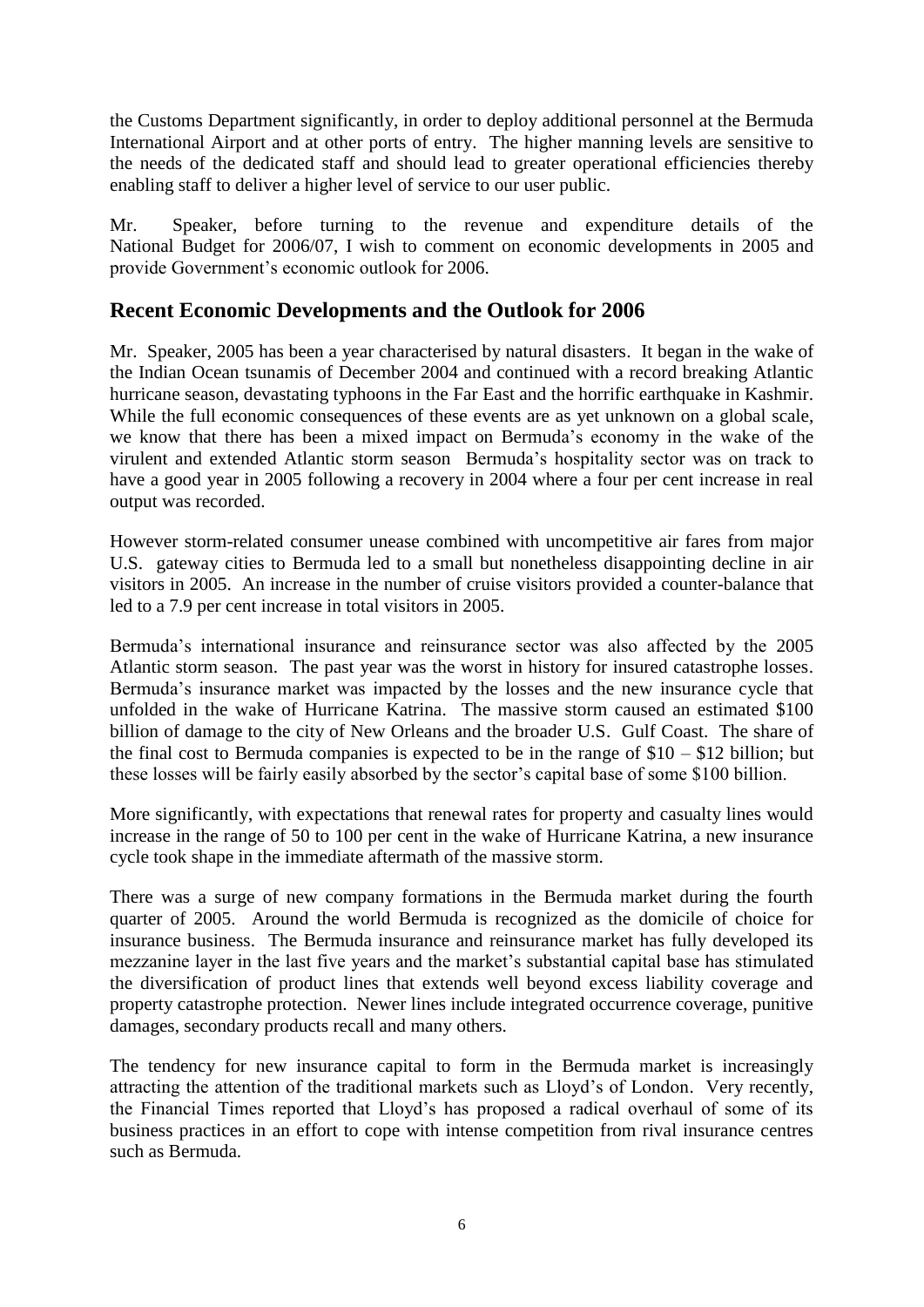the Customs Department significantly, in order to deploy additional personnel at the Bermuda International Airport and at other ports of entry. The higher manning levels are sensitive to the needs of the dedicated staff and should lead to greater operational efficiencies thereby enabling staff to deliver a higher level of service to our user public.

Mr. Speaker, before turning to the revenue and expenditure details of the National Budget for 2006/07, I wish to comment on economic developments in 2005 and provide Government's economic outlook for 2006.

## Recent Economic Developments and the Outlook for 2006

Mr. Speaker, 2005 has been a year characterised by natural disasters. It began in the wake of the Indian Ocean tsunamis of December 2004 and continued with a record breaking Atlantic hurricane season, devastating typhoons in the Far East and the horrific earthquake in Kashmir. While the full economic consequences of these events are as yet unknown on a global scale, we know that there has been a mixed impact on Bermuda's economy in the wake of the virulent and extended Atlantic storm season Bermuda's hospitality sector was on track to have a good year in 2005 following a recovery in 2004 where a four per cent increase in real output was recorded.

However storm-related consumer unease combined with uncompetitive air fares from major U.S. gateway cities to Bermuda led to a small but nonetheless disappointing decline in air visitors in 2005. An increase in the number of cruise visitors provided a counter-balance that led to a 7.9 per cent increase in total visitors in 2005.

Bermuda's international insurance and reinsurance sector was also affected by the 2005 Atlantic storm season. The past year was the worst in history for insured catastrophe losses. Bermuda's insurance market was impacted by the losses and the new insurance cycle that unfolded in the wake of Hurricane Katrina. The massive storm caused an estimated $100 billion of damage to the city of New Orleans and the broader U.S. Gulf Coast. The share of the final cost to Bermuda companies is expected to be in the range of $10 – $12 billion; but these losses will be fairly easily absorbed by the sector's capital base of some $100 billion.

More significantly, with expectations that renewal rates for property and casualty lines would increase in the range of 50 to 100 per cent in the wake of Hurricane Katrina, a new insurance cycle took shape in the immediate aftermath of the massive storm.

There was a surge of new company formations in the Bermuda market during the fourth quarter of 2005. Around the world Bermuda is recognized as the domicile of choice for insurance business. The Bermuda insurance and reinsurance market has fully developed its mezzanine layer in the last five years and the market's substantial capital base has stimulated the diversification of product lines that extends well beyond excess liability coverage and property catastrophe protection. Newer lines include integrated occurrence coverage, punitive damages, secondary products recall and many others.

The tendency for new insurance capital to form in the Bermuda market is increasingly attracting the attention of the traditional markets such as Lloyd's of London. Very recently, the Financial Times reported that Lloyd's has proposed a radical overhaul of some of its business practices in an effort to cope with intense competition from rival insurance centres such as Bermuda.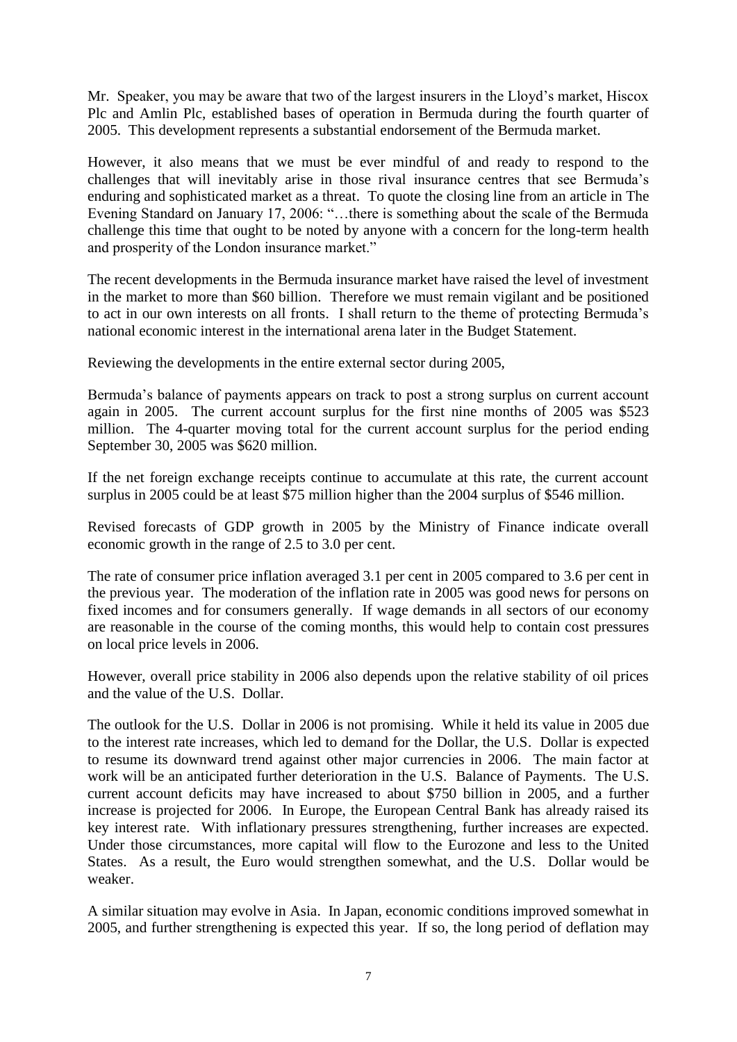Mr. Speaker, you may be aware that two of the largest insurers in the Lloyd's market, Hiscox Plc and Amlin Plc, established bases of operation in Bermuda during the fourth quarter of 2005. This development represents a substantial endorsement of the Bermuda market.

However, it also means that we must be ever mindful of and ready to respond to the challenges that will inevitably arise in those rival insurance centres that see Bermuda's enduring and sophisticated market as a threat. To quote the closing line from an article in The Evening Standard on January 17, 2006: "…there is something about the scale of the Bermuda challenge this time that ought to be noted by anyone with a concern for the long-term health and prosperity of the London insurance market."

The recent developments in the Bermuda insurance market have raised the level of investment in the market to more than $60 billion. Therefore we must remain vigilant and be positioned to act in our own interests on all fronts. I shall return to the theme of protecting Bermuda's national economic interest in the international arena later in the Budget Statement.

Reviewing the developments in the entire external sector during 2005,

Bermuda's balance of payments appears on track to post a strong surplus on current account again in 2005. The current account surplus for the first nine months of 2005 was $523 million. The 4-quarter moving total for the current account surplus for the period ending September 30, 2005 was $620 million.

If the net foreign exchange receipts continue to accumulate at this rate, the current account surplus in 2005 could be at least $75 million higher than the 2004 surplus of $546 million.

Revised forecasts of GDP growth in 2005 by the Ministry of Finance indicate overall economic growth in the range of 2.5 to 3.0 per cent.

The rate of consumer price inflation averaged 3.1 per cent in 2005 compared to 3.6 per cent in the previous year. The moderation of the inflation rate in 2005 was good news for persons on fixed incomes and for consumers generally. If wage demands in all sectors of our economy are reasonable in the course of the coming months, this would help to contain cost pressures on local price levels in 2006.

However, overall price stability in 2006 also depends upon the relative stability of oil prices and the value of the U.S. Dollar.

The outlook for the U.S. Dollar in 2006 is not promising. While it held its value in 2005 due to the interest rate increases, which led to demand for the Dollar, the U.S. Dollar is expected to resume its downward trend against other major currencies in 2006. The main factor at work will be an anticipated further deterioration in the U.S. Balance of Payments. The U.S. current account deficits may have increased to about $750 billion in 2005, and a further increase is projected for 2006. In Europe, the European Central Bank has already raised its key interest rate. With inflationary pressures strengthening, further increases are expected. Under those circumstances, more capital will flow to the Eurozone and less to the United States. As a result, the Euro would strengthen somewhat, and the U.S. Dollar would be weaker.

A similar situation may evolve in Asia. In Japan, economic conditions improved somewhat in 2005, and further strengthening is expected this year. If so, the long period of deflation may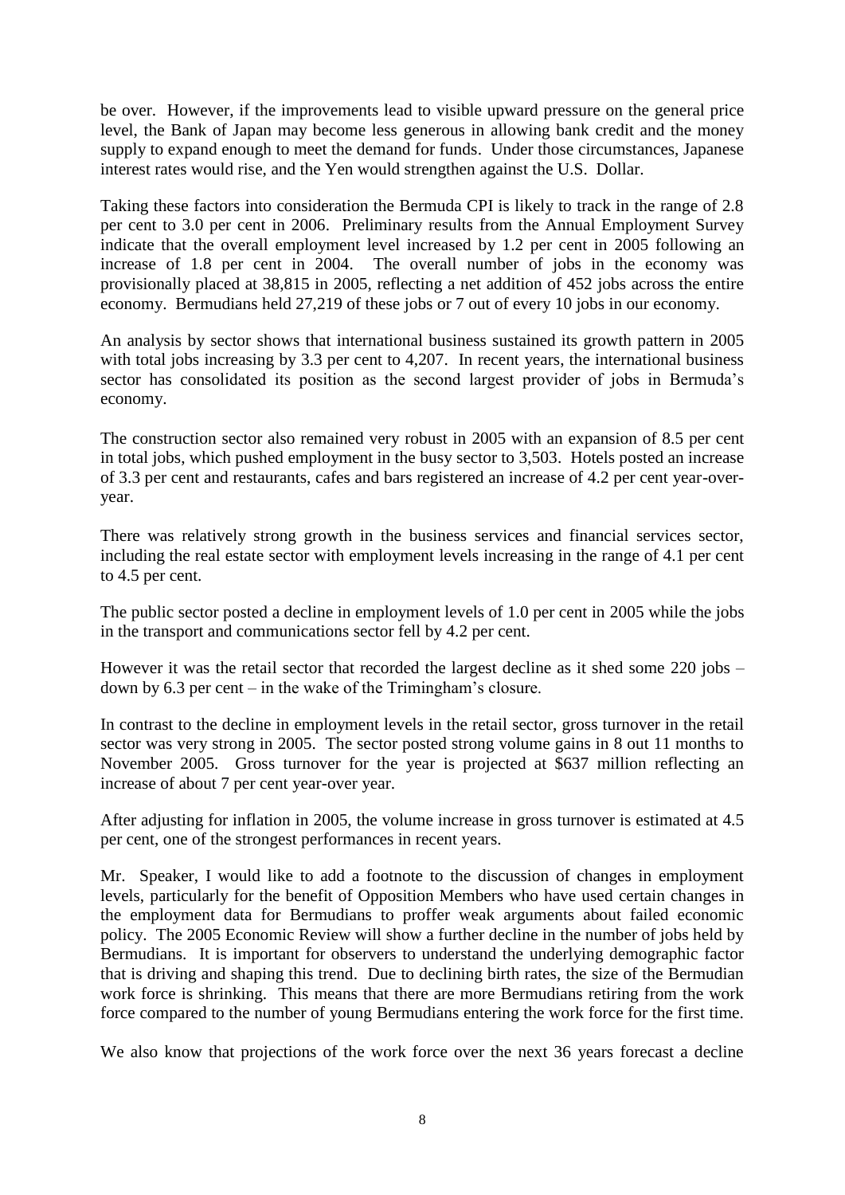be over. However, if the improvements lead to visible upward pressure on the general price level, the Bank of Japan may become less generous in allowing bank credit and the money supply to expand enough to meet the demand for funds. Under those circumstances, Japanese interest rates would rise, and the Yen would strengthen against the U.S. Dollar.

Taking these factors into consideration the Bermuda CPI is likely to track in the range of 2.8 per cent to 3.0 per cent in 2006. Preliminary results from the Annual Employment Survey indicate that the overall employment level increased by 1.2 per cent in 2005 following an increase of 1.8 per cent in 2004. The overall number of jobs in the economy was provisionally placed at 38,815 in 2005, reflecting a net addition of 452 jobs across the entire economy. Bermudians held 27,219 of these jobs or 7 out of every 10 jobs in our economy.

An analysis by sector shows that international business sustained its growth pattern in 2005 with total jobs increasing by 3.3 per cent to 4,207. In recent years, the international business sector has consolidated its position as the second largest provider of jobs in Bermuda's economy.

The construction sector also remained very robust in 2005 with an expansion of 8.5 per cent in total jobs, which pushed employment in the busy sector to 3,503. Hotels posted an increase of 3.3 per cent and restaurants, cafes and bars registered an increase of 4.2 per cent year-over-year.

There was relatively strong growth in the business services and financial services sector, including the real estate sector with employment levels increasing in the range of 4.1 per cent to 4.5 per cent.

The public sector posted a decline in employment levels of 1.0 per cent in 2005 while the jobs in the transport and communications sector fell by 4.2 per cent.

However it was the retail sector that recorded the largest decline as it shed some 220 jobs – down by 6.3 per cent – in the wake of the Trimingham's closure.

In contrast to the decline in employment levels in the retail sector, gross turnover in the retail sector was very strong in 2005. The sector posted strong volume gains in 8 out 11 months to November 2005. Gross turnover for the year is projected at $637 million reflecting an increase of about 7 per cent year-over year.

After adjusting for inflation in 2005, the volume increase in gross turnover is estimated at 4.5 per cent, one of the strongest performances in recent years.

Mr. Speaker, I would like to add a footnote to the discussion of changes in employment levels, particularly for the benefit of Opposition Members who have used certain changes in the employment data for Bermudians to proffer weak arguments about failed economic policy. The 2005 Economic Review will show a further decline in the number of jobs held by Bermudians. It is important for observers to understand the underlying demographic factor that is driving and shaping this trend. Due to declining birth rates, the size of the Bermudian work force is shrinking. This means that there are more Bermudians retiring from the work force compared to the number of young Bermudians entering the work force for the first time.

We also know that projections of the work force over the next 36 years forecast a decline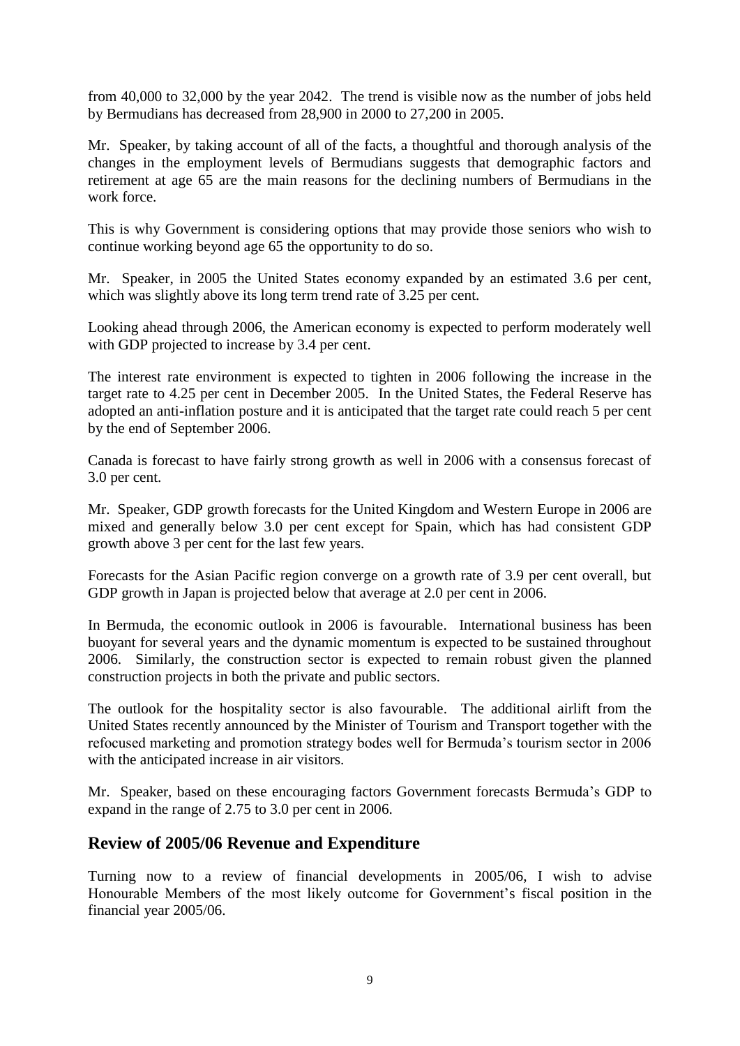from 40,000 to 32,000 by the year 2042. The trend is visible now as the number of jobs held by Bermudians has decreased from 28,900 in 2000 to 27,200 in 2005.

Mr. Speaker, by taking account of all of the facts, a thoughtful and thorough analysis of the changes in the employment levels of Bermudians suggests that demographic factors and retirement at age 65 are the main reasons for the declining numbers of Bermudians in the work force.

This is why Government is considering options that may provide those seniors who wish to continue working beyond age 65 the opportunity to do so.

Mr. Speaker, in 2005 the United States economy expanded by an estimated 3.6 per cent, which was slightly above its long term trend rate of 3.25 per cent.

Looking ahead through 2006, the American economy is expected to perform moderately well with GDP projected to increase by 3.4 per cent.

The interest rate environment is expected to tighten in 2006 following the increase in the target rate to 4.25 per cent in December 2005. In the United States, the Federal Reserve has adopted an anti-inflation posture and it is anticipated that the target rate could reach 5 per cent by the end of September 2006.

Canada is forecast to have fairly strong growth as well in 2006 with a consensus forecast of 3.0 per cent.

Mr. Speaker, GDP growth forecasts for the United Kingdom and Western Europe in 2006 are mixed and generally below 3.0 per cent except for Spain, which has had consistent GDP growth above 3 per cent for the last few years.

Forecasts for the Asian Pacific region converge on a growth rate of 3.9 per cent overall, but GDP growth in Japan is projected below that average at 2.0 per cent in 2006.

In Bermuda, the economic outlook in 2006 is favourable. International business has been buoyant for several years and the dynamic momentum is expected to be sustained throughout 2006. Similarly, the construction sector is expected to remain robust given the planned construction projects in both the private and public sectors.

The outlook for the hospitality sector is also favourable. The additional airlift from the United States recently announced by the Minister of Tourism and Transport together with the refocused marketing and promotion strategy bodes well for Bermuda's tourism sector in 2006 with the anticipated increase in air visitors.

Mr. Speaker, based on these encouraging factors Government forecasts Bermuda's GDP to expand in the range of 2.75 to 3.0 per cent in 2006.

## Review of 2005/06 Revenue and Expenditure

Turning now to a review of financial developments in 2005/06, I wish to advise Honourable Members of the most likely outcome for Government's fiscal position in the financial year 2005/06.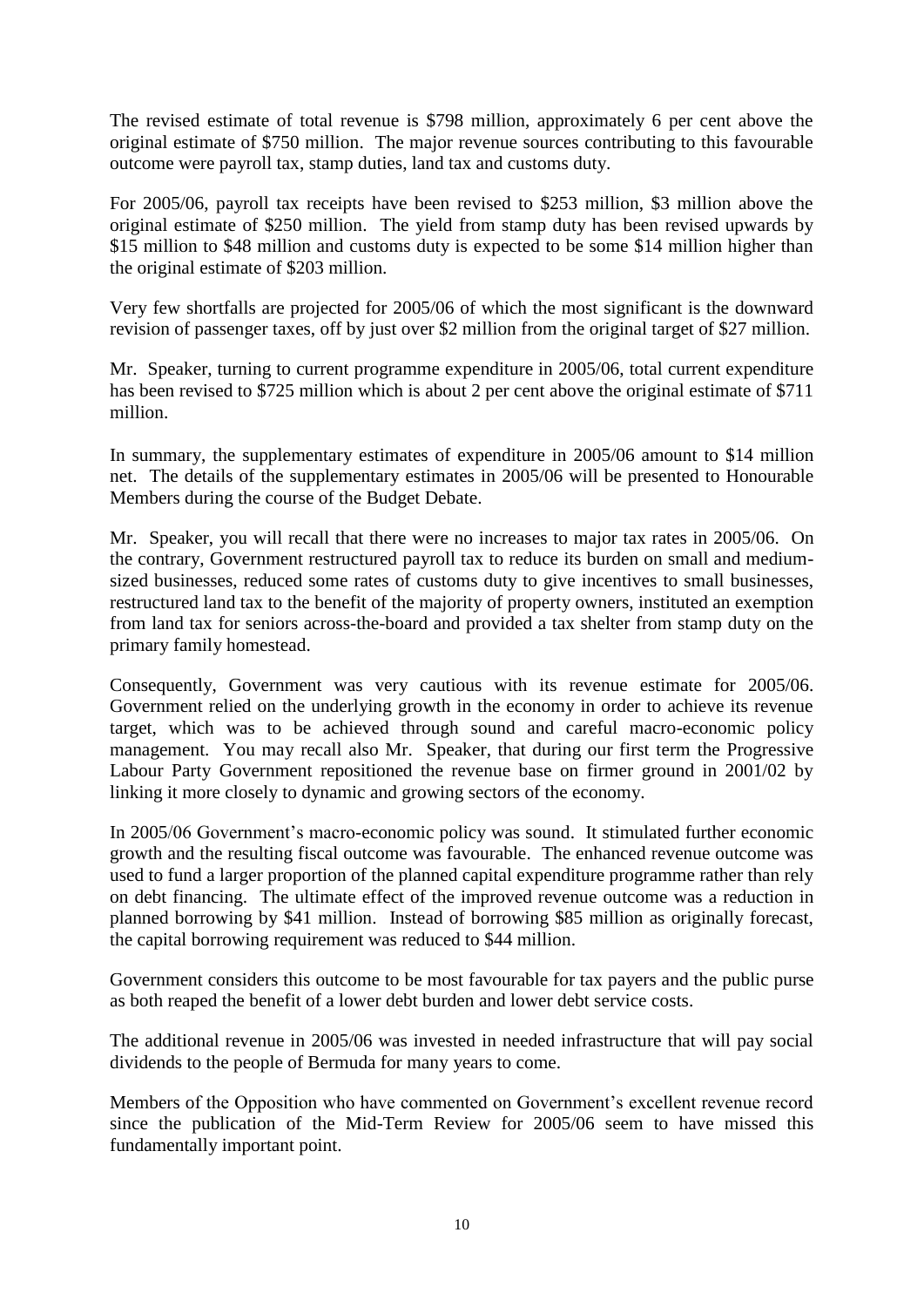The revised estimate of total revenue is $798 million, approximately 6 per cent above the original estimate of $750 million. The major revenue sources contributing to this favourable outcome were payroll tax, stamp duties, land tax and customs duty.

For 2005/06, payroll tax receipts have been revised to $253 million, $3 million above the original estimate of $250 million. The yield from stamp duty has been revised upwards by $15 million to $48 million and customs duty is expected to be some $14 million higher than the original estimate of $203 million.

Very few shortfalls are projected for 2005/06 of which the most significant is the downward revision of passenger taxes, off by just over $2 million from the original target of $27 million.

Mr. Speaker, turning to current programme expenditure in 2005/06, total current expenditure has been revised to $725 million which is about 2 per cent above the original estimate of $711 million.

In summary, the supplementary estimates of expenditure in 2005/06 amount to $14 million net. The details of the supplementary estimates in 2005/06 will be presented to Honourable Members during the course of the Budget Debate.

Mr. Speaker, you will recall that there were no increases to major tax rates in 2005/06. On the contrary, Government restructured payroll tax to reduce its burden on small and medium-sized businesses, reduced some rates of customs duty to give incentives to small businesses, restructured land tax to the benefit of the majority of property owners, instituted an exemption from land tax for seniors across-the-board and provided a tax shelter from stamp duty on the primary family homestead.

Consequently, Government was very cautious with its revenue estimate for 2005/06. Government relied on the underlying growth in the economy in order to achieve its revenue target, which was to be achieved through sound and careful macro-economic policy management. You may recall also Mr. Speaker, that during our first term the Progressive Labour Party Government repositioned the revenue base on firmer ground in 2001/02 by linking it more closely to dynamic and growing sectors of the economy.

In 2005/06 Government's macro-economic policy was sound. It stimulated further economic growth and the resulting fiscal outcome was favourable. The enhanced revenue outcome was used to fund a larger proportion of the planned capital expenditure programme rather than rely on debt financing. The ultimate effect of the improved revenue outcome was a reduction in planned borrowing by $41 million. Instead of borrowing $85 million as originally forecast, the capital borrowing requirement was reduced to $44 million.

Government considers this outcome to be most favourable for tax payers and the public purse as both reaped the benefit of a lower debt burden and lower debt service costs.

The additional revenue in 2005/06 was invested in needed infrastructure that will pay social dividends to the people of Bermuda for many years to come.

Members of the Opposition who have commented on Government's excellent revenue record since the publication of the Mid-Term Review for 2005/06 seem to have missed this fundamentally important point.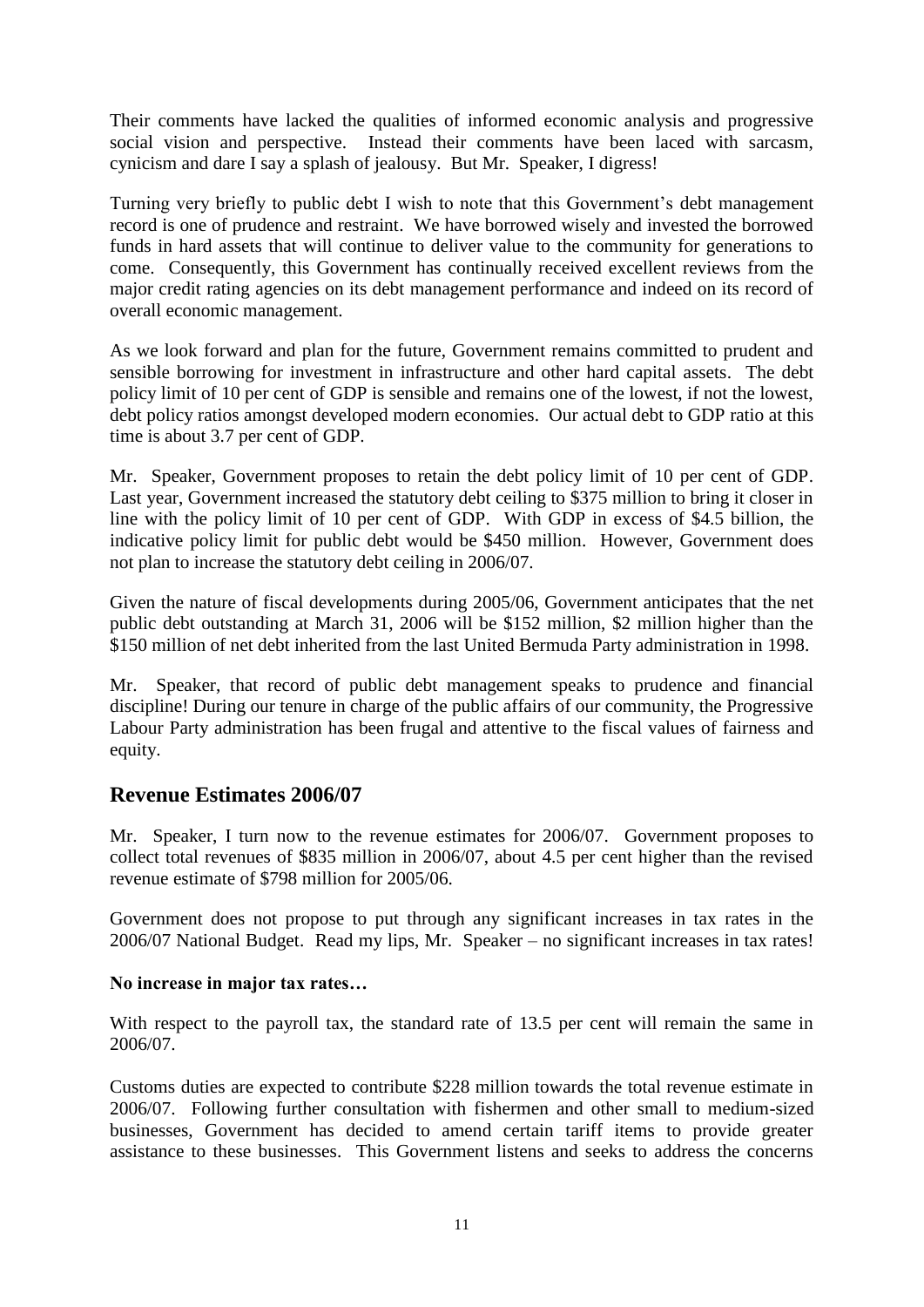Their comments have lacked the qualities of informed economic analysis and progressive social vision and perspective. Instead their comments have been laced with sarcasm, cynicism and dare I say a splash of jealousy. But Mr. Speaker, I digress!

Turning very briefly to public debt I wish to note that this Government's debt management record is one of prudence and restraint. We have borrowed wisely and invested the borrowed funds in hard assets that will continue to deliver value to the community for generations to come. Consequently, this Government has continually received excellent reviews from the major credit rating agencies on its debt management performance and indeed on its record of overall economic management.

As we look forward and plan for the future, Government remains committed to prudent and sensible borrowing for investment in infrastructure and other hard capital assets. The debt policy limit of 10 per cent of GDP is sensible and remains one of the lowest, if not the lowest, debt policy ratios amongst developed modern economies. Our actual debt to GDP ratio at this time is about 3.7 per cent of GDP.

Mr. Speaker, Government proposes to retain the debt policy limit of 10 per cent of GDP. Last year, Government increased the statutory debt ceiling to $375 million to bring it closer in line with the policy limit of 10 per cent of GDP. With GDP in excess of $4.5 billion, the indicative policy limit for public debt would be $450 million. However, Government does not plan to increase the statutory debt ceiling in 2006/07.

Given the nature of fiscal developments during 2005/06, Government anticipates that the net public debt outstanding at March 31, 2006 will be $152 million, $2 million higher than the $150 million of net debt inherited from the last United Bermuda Party administration in 1998.

Mr. Speaker, that record of public debt management speaks to prudence and financial discipline! During our tenure in charge of the public affairs of our community, the Progressive Labour Party administration has been frugal and attentive to the fiscal values of fairness and equity.

## Revenue Estimates 2006/07

Mr. Speaker, I turn now to the revenue estimates for 2006/07. Government proposes to collect total revenues of $835 million in 2006/07, about 4.5 per cent higher than the revised revenue estimate of $798 million for 2005/06.

Government does not propose to put through any significant increases in tax rates in the 2006/07 National Budget. Read my lips, Mr. Speaker – no significant increases in tax rates!

**No increase in major tax rates…**

With respect to the payroll tax, the standard rate of 13.5 per cent will remain the same in 2006/07.

Customs duties are expected to contribute $228 million towards the total revenue estimate in 2006/07. Following further consultation with fishermen and other small to medium-sized businesses, Government has decided to amend certain tariff items to provide greater assistance to these businesses. This Government listens and seeks to address the concerns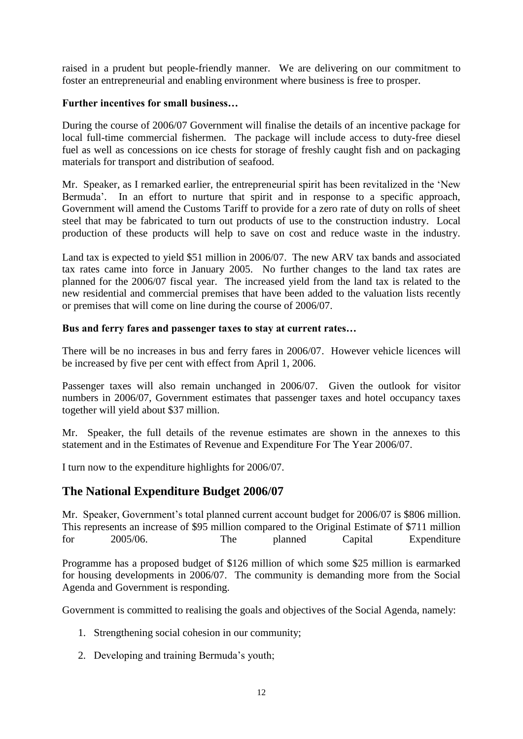raised in a prudent but people-friendly manner. We are delivering on our commitment to foster an entrepreneurial and enabling environment where business is free to prosper.

**Further incentives for small business…**

During the course of 2006/07 Government will finalise the details of an incentive package for local full-time commercial fishermen. The package will include access to duty-free diesel fuel as well as concessions on ice chests for storage of freshly caught fish and on packaging materials for transport and distribution of seafood.

Mr. Speaker, as I remarked earlier, the entrepreneurial spirit has been revitalized in the 'New Bermuda'. In an effort to nurture that spirit and in response to a specific approach, Government will amend the Customs Tariff to provide for a zero rate of duty on rolls of sheet steel that may be fabricated to turn out products of use to the construction industry. Local production of these products will help to save on cost and reduce waste in the industry.

Land tax is expected to yield $51 million in 2006/07. The new ARV tax bands and associated tax rates came into force in January 2005. No further changes to the land tax rates are planned for the 2006/07 fiscal year. The increased yield from the land tax is related to the new residential and commercial premises that have been added to the valuation lists recently or premises that will come on line during the course of 2006/07.

**Bus and ferry fares and passenger taxes to stay at current rates…**

There will be no increases in bus and ferry fares in 2006/07. However vehicle licences will be increased by five per cent with effect from April 1, 2006.

Passenger taxes will also remain unchanged in 2006/07. Given the outlook for visitor numbers in 2006/07, Government estimates that passenger taxes and hotel occupancy taxes together will yield about $37 million.

Mr. Speaker, the full details of the revenue estimates are shown in the annexes to this statement and in the Estimates of Revenue and Expenditure For The Year 2006/07.

I turn now to the expenditure highlights for 2006/07.

## The National Expenditure Budget 2006/07

Mr. Speaker, Government's total planned current account budget for 2006/07 is $806 million. This represents an increase of $95 million compared to the Original Estimate of $711 million for 2005/06. The planned Capital Expenditure

Programme has a proposed budget of $126 million of which some $25 million is earmarked for housing developments in 2006/07. The community is demanding more from the Social Agenda and Government is responding.

Government is committed to realising the goals and objectives of the Social Agenda, namely:

1. Strengthening social cohesion in our community;
2. Developing and training Bermuda's youth;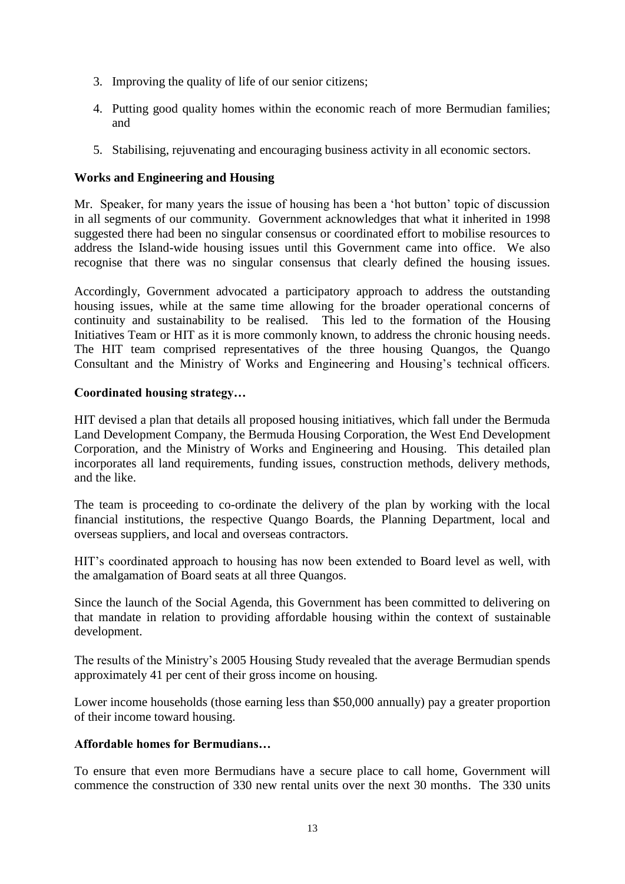3. Improving the quality of life of our senior citizens;
4. Putting good quality homes within the economic reach of more Bermudian families; and
5. Stabilising, rejuvenating and encouraging business activity in all economic sectors.

**Works and Engineering and Housing**

Mr. Speaker, for many years the issue of housing has been a 'hot button' topic of discussion in all segments of our community. Government acknowledges that what it inherited in 1998 suggested there had been no singular consensus or coordinated effort to mobilise resources to address the Island-wide housing issues until this Government came into office. We also recognise that there was no singular consensus that clearly defined the housing issues.

Accordingly, Government advocated a participatory approach to address the outstanding housing issues, while at the same time allowing for the broader operational concerns of continuity and sustainability to be realised. This led to the formation of the Housing Initiatives Team or HIT as it is more commonly known, to address the chronic housing needs. The HIT team comprised representatives of the three housing Quangos, the Quango Consultant and the Ministry of Works and Engineering and Housing's technical officers.

**Coordinated housing strategy…**

HIT devised a plan that details all proposed housing initiatives, which fall under the Bermuda Land Development Company, the Bermuda Housing Corporation, the West End Development Corporation, and the Ministry of Works and Engineering and Housing. This detailed plan incorporates all land requirements, funding issues, construction methods, delivery methods, and the like.

The team is proceeding to co-ordinate the delivery of the plan by working with the local financial institutions, the respective Quango Boards, the Planning Department, local and overseas suppliers, and local and overseas contractors.

HIT's coordinated approach to housing has now been extended to Board level as well, with the amalgamation of Board seats at all three Quangos.

Since the launch of the Social Agenda, this Government has been committed to delivering on that mandate in relation to providing affordable housing within the context of sustainable development.

The results of the Ministry's 2005 Housing Study revealed that the average Bermudian spends approximately 41 per cent of their gross income on housing.

Lower income households (those earning less than $50,000 annually) pay a greater proportion of their income toward housing.

**Affordable homes for Bermudians…**

To ensure that even more Bermudians have a secure place to call home, Government will commence the construction of 330 new rental units over the next 30 months. The 330 units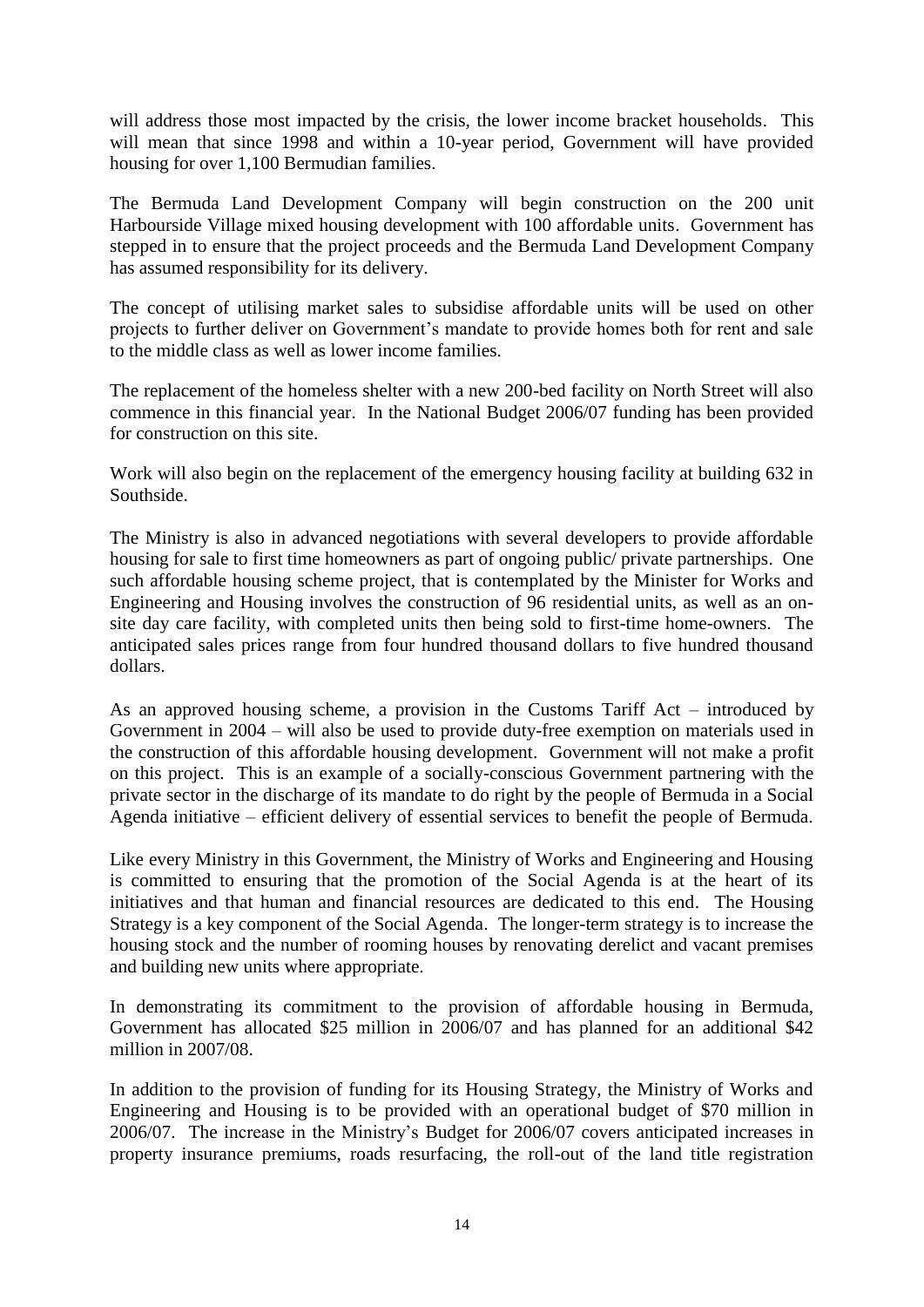will address those most impacted by the crisis, the lower income bracket households. This will mean that since 1998 and within a 10-year period, Government will have provided housing for over 1,100 Bermudian families.

The Bermuda Land Development Company will begin construction on the 200 unit Harbourside Village mixed housing development with 100 affordable units. Government has stepped in to ensure that the project proceeds and the Bermuda Land Development Company has assumed responsibility for its delivery.

The concept of utilising market sales to subsidise affordable units will be used on other projects to further deliver on Government's mandate to provide homes both for rent and sale to the middle class as well as lower income families.

The replacement of the homeless shelter with a new 200-bed facility on North Street will also commence in this financial year. In the National Budget 2006/07 funding has been provided for construction on this site.

Work will also begin on the replacement of the emergency housing facility at building 632 in Southside.

The Ministry is also in advanced negotiations with several developers to provide affordable housing for sale to first time homeowners as part of ongoing public/ private partnerships. One such affordable housing scheme project, that is contemplated by the Minister for Works and Engineering and Housing involves the construction of 96 residential units, as well as an on-site day care facility, with completed units then being sold to first-time home-owners. The anticipated sales prices range from four hundred thousand dollars to five hundred thousand dollars.

As an approved housing scheme, a provision in the Customs Tariff Act – introduced by Government in 2004 – will also be used to provide duty-free exemption on materials used in the construction of this affordable housing development. Government will not make a profit on this project. This is an example of a socially-conscious Government partnering with the private sector in the discharge of its mandate to do right by the people of Bermuda in a Social Agenda initiative – efficient delivery of essential services to benefit the people of Bermuda.

Like every Ministry in this Government, the Ministry of Works and Engineering and Housing is committed to ensuring that the promotion of the Social Agenda is at the heart of its initiatives and that human and financial resources are dedicated to this end. The Housing Strategy is a key component of the Social Agenda. The longer-term strategy is to increase the housing stock and the number of rooming houses by renovating derelict and vacant premises and building new units where appropriate.

In demonstrating its commitment to the provision of affordable housing in Bermuda, Government has allocated $25 million in 2006/07 and has planned for an additional $42 million in 2007/08.

In addition to the provision of funding for its Housing Strategy, the Ministry of Works and Engineering and Housing is to be provided with an operational budget of $70 million in 2006/07. The increase in the Ministry's Budget for 2006/07 covers anticipated increases in property insurance premiums, roads resurfacing, the roll-out of the land title registration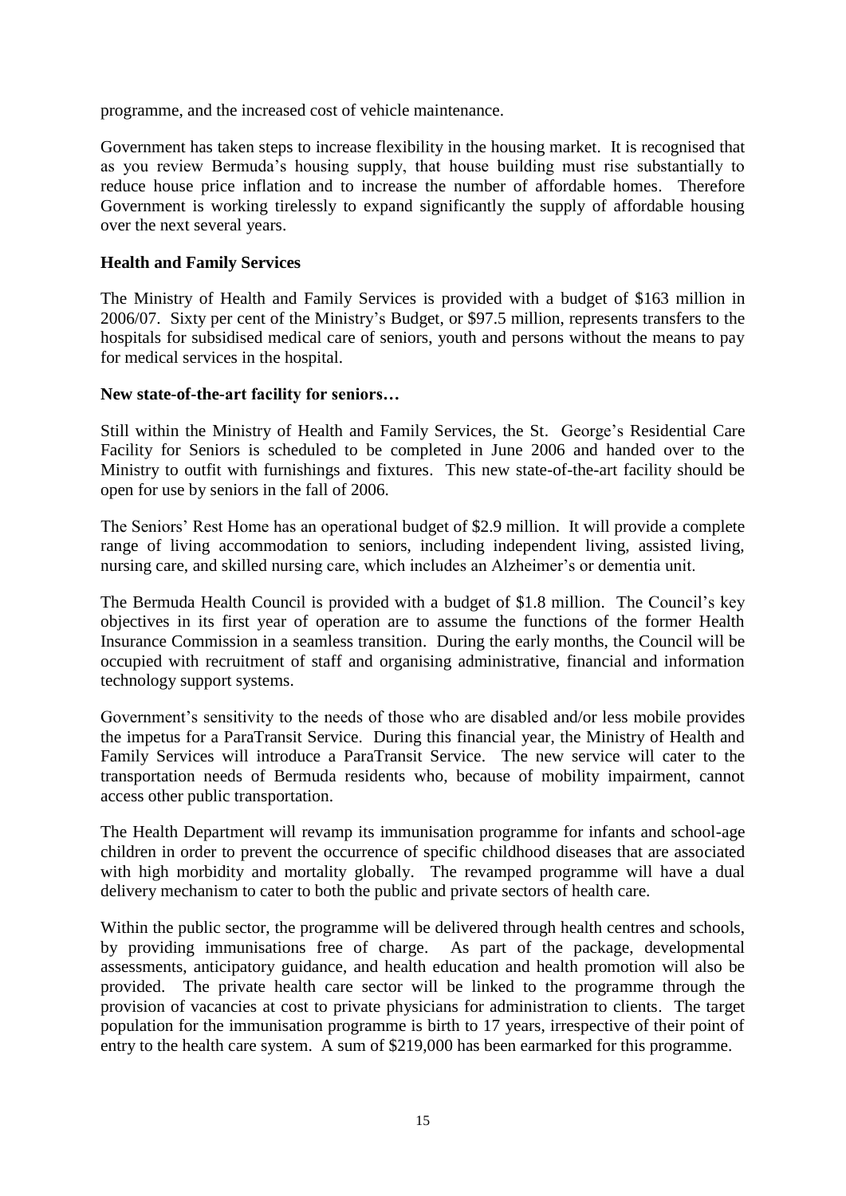programme, and the increased cost of vehicle maintenance.

Government has taken steps to increase flexibility in the housing market. It is recognised that as you review Bermuda's housing supply, that house building must rise substantially to reduce house price inflation and to increase the number of affordable homes. Therefore Government is working tirelessly to expand significantly the supply of affordable housing over the next several years.

**Health and Family Services**

The Ministry of Health and Family Services is provided with a budget of $163 million in 2006/07. Sixty per cent of the Ministry's Budget, or $97.5 million, represents transfers to the hospitals for subsidised medical care of seniors, youth and persons without the means to pay for medical services in the hospital.

**New state-of-the-art facility for seniors…**

Still within the Ministry of Health and Family Services, the St. George's Residential Care Facility for Seniors is scheduled to be completed in June 2006 and handed over to the Ministry to outfit with furnishings and fixtures. This new state-of-the-art facility should be open for use by seniors in the fall of 2006.

The Seniors' Rest Home has an operational budget of $2.9 million. It will provide a complete range of living accommodation to seniors, including independent living, assisted living, nursing care, and skilled nursing care, which includes an Alzheimer's or dementia unit.

The Bermuda Health Council is provided with a budget of $1.8 million. The Council's key objectives in its first year of operation are to assume the functions of the former Health Insurance Commission in a seamless transition. During the early months, the Council will be occupied with recruitment of staff and organising administrative, financial and information technology support systems.

Government's sensitivity to the needs of those who are disabled and/or less mobile provides the impetus for a ParaTransit Service. During this financial year, the Ministry of Health and Family Services will introduce a ParaTransit Service. The new service will cater to the transportation needs of Bermuda residents who, because of mobility impairment, cannot access other public transportation.

The Health Department will revamp its immunisation programme for infants and school-age children in order to prevent the occurrence of specific childhood diseases that are associated with high morbidity and mortality globally. The revamped programme will have a dual delivery mechanism to cater to both the public and private sectors of health care.

Within the public sector, the programme will be delivered through health centres and schools, by providing immunisations free of charge. As part of the package, developmental assessments, anticipatory guidance, and health education and health promotion will also be provided. The private health care sector will be linked to the programme through the provision of vacancies at cost to private physicians for administration to clients. The target population for the immunisation programme is birth to 17 years, irrespective of their point of entry to the health care system. A sum of $219,000 has been earmarked for this programme.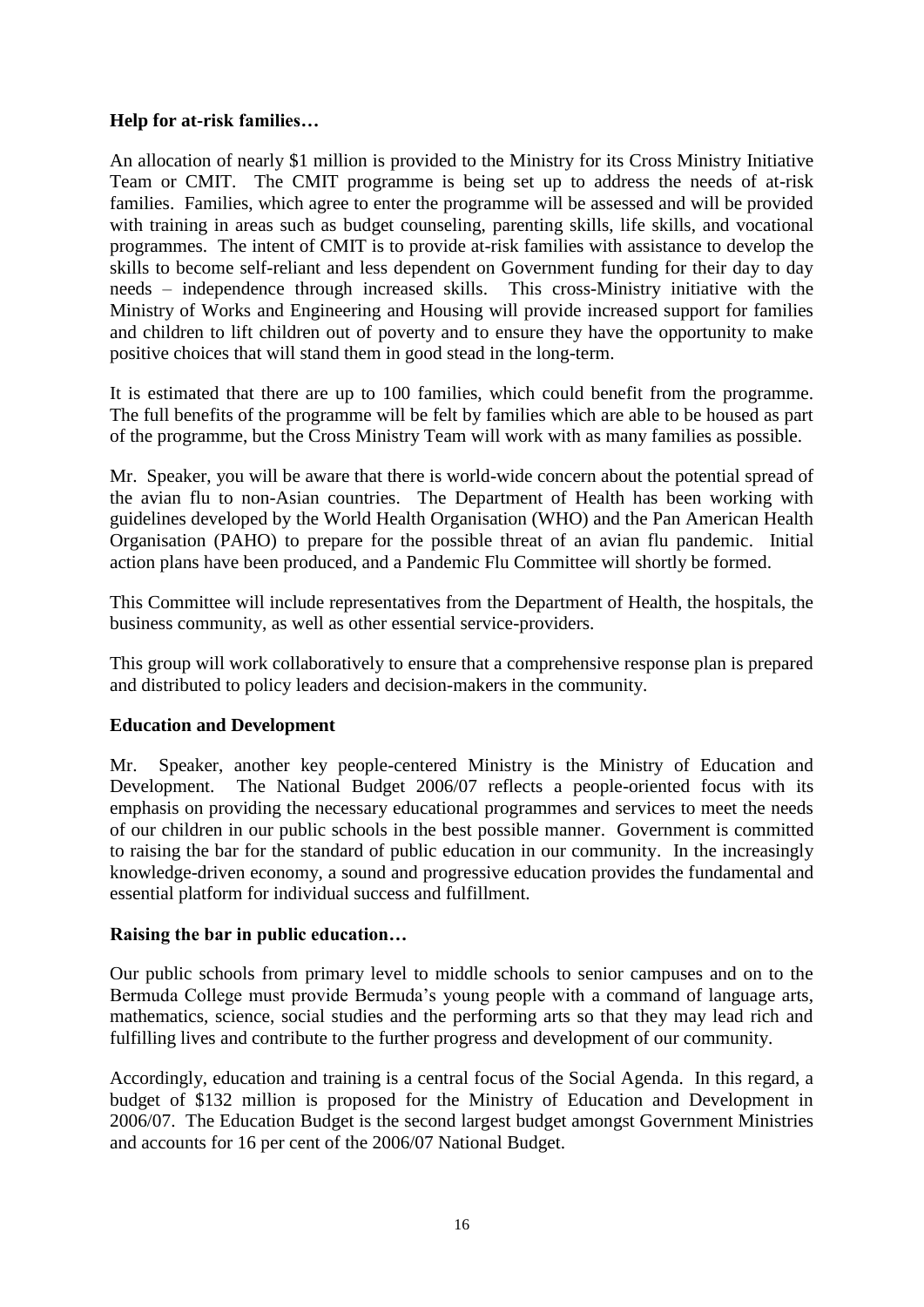**Help for at-risk families…**

An allocation of nearly $1 million is provided to the Ministry for its Cross Ministry Initiative Team or CMIT. The CMIT programme is being set up to address the needs of at-risk families. Families, which agree to enter the programme will be assessed and will be provided with training in areas such as budget counseling, parenting skills, life skills, and vocational programmes. The intent of CMIT is to provide at-risk families with assistance to develop the skills to become self-reliant and less dependent on Government funding for their day to day needs – independence through increased skills. This cross-Ministry initiative with the Ministry of Works and Engineering and Housing will provide increased support for families and children to lift children out of poverty and to ensure they have the opportunity to make positive choices that will stand them in good stead in the long-term.

It is estimated that there are up to 100 families, which could benefit from the programme. The full benefits of the programme will be felt by families which are able to be housed as part of the programme, but the Cross Ministry Team will work with as many families as possible.

Mr. Speaker, you will be aware that there is world-wide concern about the potential spread of the avian flu to non-Asian countries. The Department of Health has been working with guidelines developed by the World Health Organisation (WHO) and the Pan American Health Organisation (PAHO) to prepare for the possible threat of an avian flu pandemic. Initial action plans have been produced, and a Pandemic Flu Committee will shortly be formed.

This Committee will include representatives from the Department of Health, the hospitals, the business community, as well as other essential service-providers.

This group will work collaboratively to ensure that a comprehensive response plan is prepared and distributed to policy leaders and decision-makers in the community.

**Education and Development**

Mr. Speaker, another key people-centered Ministry is the Ministry of Education and Development. The National Budget 2006/07 reflects a people-oriented focus with its emphasis on providing the necessary educational programmes and services to meet the needs of our children in our public schools in the best possible manner. Government is committed to raising the bar for the standard of public education in our community. In the increasingly knowledge-driven economy, a sound and progressive education provides the fundamental and essential platform for individual success and fulfillment.

**Raising the bar in public education…**

Our public schools from primary level to middle schools to senior campuses and on to the Bermuda College must provide Bermuda's young people with a command of language arts, mathematics, science, social studies and the performing arts so that they may lead rich and fulfilling lives and contribute to the further progress and development of our community.

Accordingly, education and training is a central focus of the Social Agenda. In this regard, a budget of $132 million is proposed for the Ministry of Education and Development in 2006/07. The Education Budget is the second largest budget amongst Government Ministries and accounts for 16 per cent of the 2006/07 National Budget.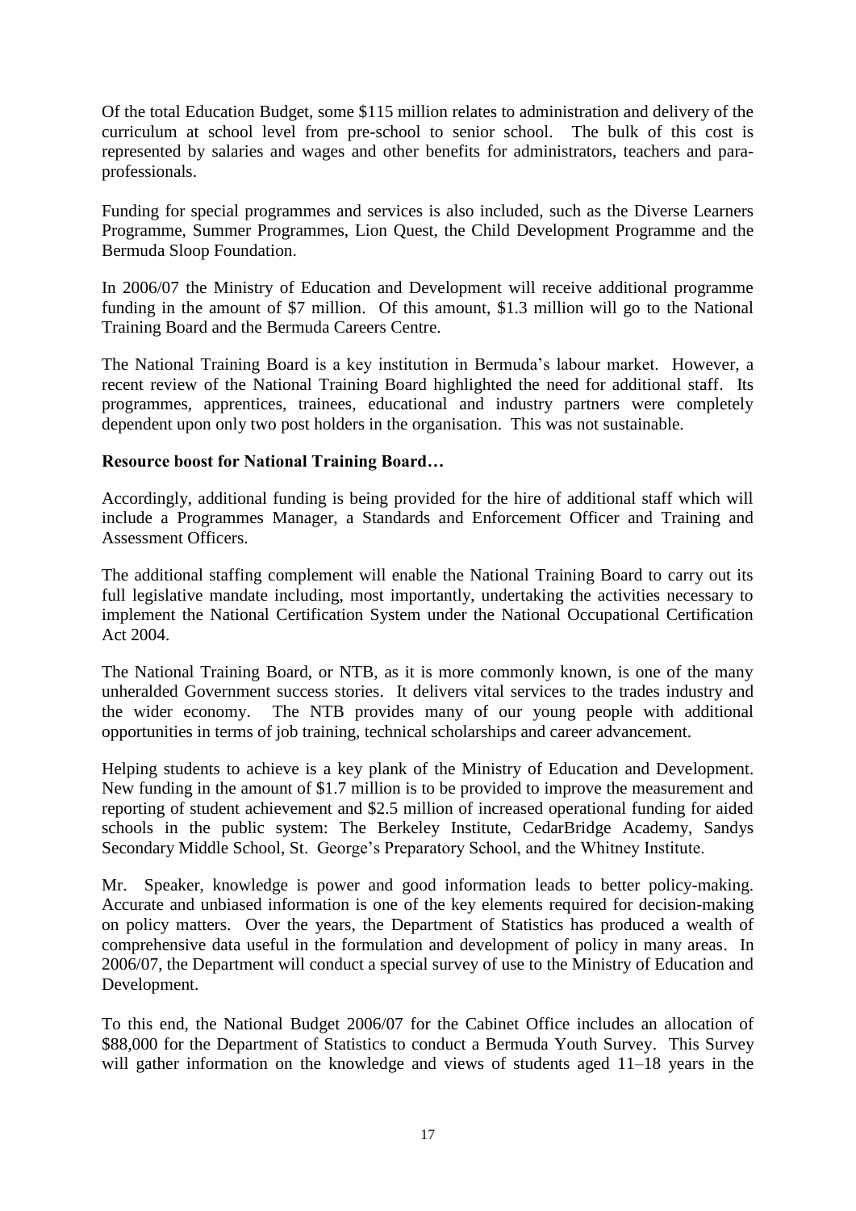Of the total Education Budget, some $115 million relates to administration and delivery of the curriculum at school level from pre-school to senior school. The bulk of this cost is represented by salaries and wages and other benefits for administrators, teachers and para-professionals.

Funding for special programmes and services is also included, such as the Diverse Learners Programme, Summer Programmes, Lion Quest, the Child Development Programme and the Bermuda Sloop Foundation.

In 2006/07 the Ministry of Education and Development will receive additional programme funding in the amount of $7 million. Of this amount, $1.3 million will go to the National Training Board and the Bermuda Careers Centre.

The National Training Board is a key institution in Bermuda's labour market. However, a recent review of the National Training Board highlighted the need for additional staff. Its programmes, apprentices, trainees, educational and industry partners were completely dependent upon only two post holders in the organisation. This was not sustainable.

**Resource boost for National Training Board…**

Accordingly, additional funding is being provided for the hire of additional staff which will include a Programmes Manager, a Standards and Enforcement Officer and Training and Assessment Officers.

The additional staffing complement will enable the National Training Board to carry out its full legislative mandate including, most importantly, undertaking the activities necessary to implement the National Certification System under the National Occupational Certification Act 2004.

The National Training Board, or NTB, as it is more commonly known, is one of the many unheralded Government success stories. It delivers vital services to the trades industry and the wider economy. The NTB provides many of our young people with additional opportunities in terms of job training, technical scholarships and career advancement.

Helping students to achieve is a key plank of the Ministry of Education and Development. New funding in the amount of $1.7 million is to be provided to improve the measurement and reporting of student achievement and $2.5 million of increased operational funding for aided schools in the public system: The Berkeley Institute, CedarBridge Academy, Sandys Secondary Middle School, St. George's Preparatory School, and the Whitney Institute.

Mr. Speaker, knowledge is power and good information leads to better policy-making. Accurate and unbiased information is one of the key elements required for decision-making on policy matters. Over the years, the Department of Statistics has produced a wealth of comprehensive data useful in the formulation and development of policy in many areas. In 2006/07, the Department will conduct a special survey of use to the Ministry of Education and Development.

To this end, the National Budget 2006/07 for the Cabinet Office includes an allocation of $88,000 for the Department of Statistics to conduct a Bermuda Youth Survey. This Survey will gather information on the knowledge and views of students aged 11–18 years in the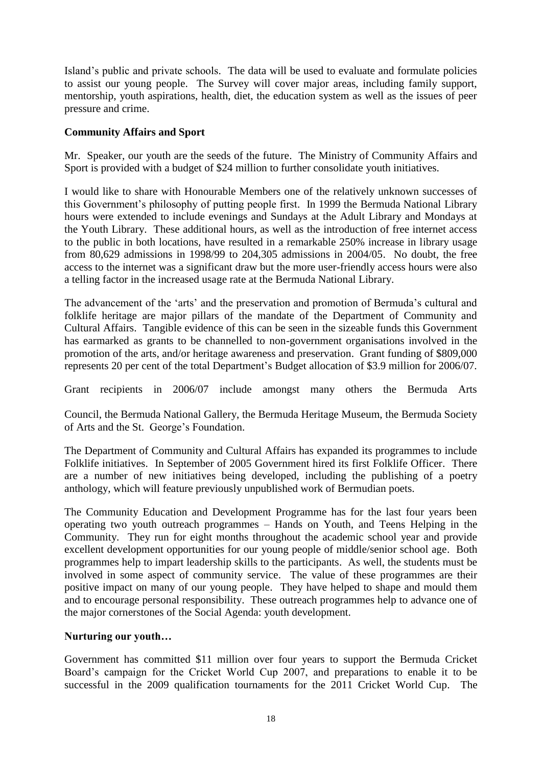Island's public and private schools. The data will be used to evaluate and formulate policies to assist our young people. The Survey will cover major areas, including family support, mentorship, youth aspirations, health, diet, the education system as well as the issues of peer pressure and crime.

**Community Affairs and Sport**

Mr. Speaker, our youth are the seeds of the future. The Ministry of Community Affairs and Sport is provided with a budget of $24 million to further consolidate youth initiatives.

I would like to share with Honourable Members one of the relatively unknown successes of this Government's philosophy of putting people first. In 1999 the Bermuda National Library hours were extended to include evenings and Sundays at the Adult Library and Mondays at the Youth Library. These additional hours, as well as the introduction of free internet access to the public in both locations, have resulted in a remarkable 250% increase in library usage from 80,629 admissions in 1998/99 to 204,305 admissions in 2004/05. No doubt, the free access to the internet was a significant draw but the more user-friendly access hours were also a telling factor in the increased usage rate at the Bermuda National Library.

The advancement of the 'arts' and the preservation and promotion of Bermuda's cultural and folklife heritage are major pillars of the mandate of the Department of Community and Cultural Affairs. Tangible evidence of this can be seen in the sizeable funds this Government has earmarked as grants to be channelled to non-government organisations involved in the promotion of the arts, and/or heritage awareness and preservation. Grant funding of $809,000 represents 20 per cent of the total Department's Budget allocation of $3.9 million for 2006/07.

Grant recipients in 2006/07 include amongst many others the Bermuda Arts Council, the Bermuda National Gallery, the Bermuda Heritage Museum, the Bermuda Society of Arts and the St. George's Foundation.

The Department of Community and Cultural Affairs has expanded its programmes to include Folklife initiatives. In September of 2005 Government hired its first Folklife Officer. There are a number of new initiatives being developed, including the publishing of a poetry anthology, which will feature previously unpublished work of Bermudian poets.

The Community Education and Development Programme has for the last four years been operating two youth outreach programmes – Hands on Youth, and Teens Helping in the Community. They run for eight months throughout the academic school year and provide excellent development opportunities for our young people of middle/senior school age. Both programmes help to impart leadership skills to the participants. As well, the students must be involved in some aspect of community service. The value of these programmes are their positive impact on many of our young people. They have helped to shape and mould them and to encourage personal responsibility. These outreach programmes help to advance one of the major cornerstones of the Social Agenda: youth development.

**Nurturing our youth…**

Government has committed $11 million over four years to support the Bermuda Cricket Board's campaign for the Cricket World Cup 2007, and preparations to enable it to be successful in the 2009 qualification tournaments for the 2011 Cricket World Cup. The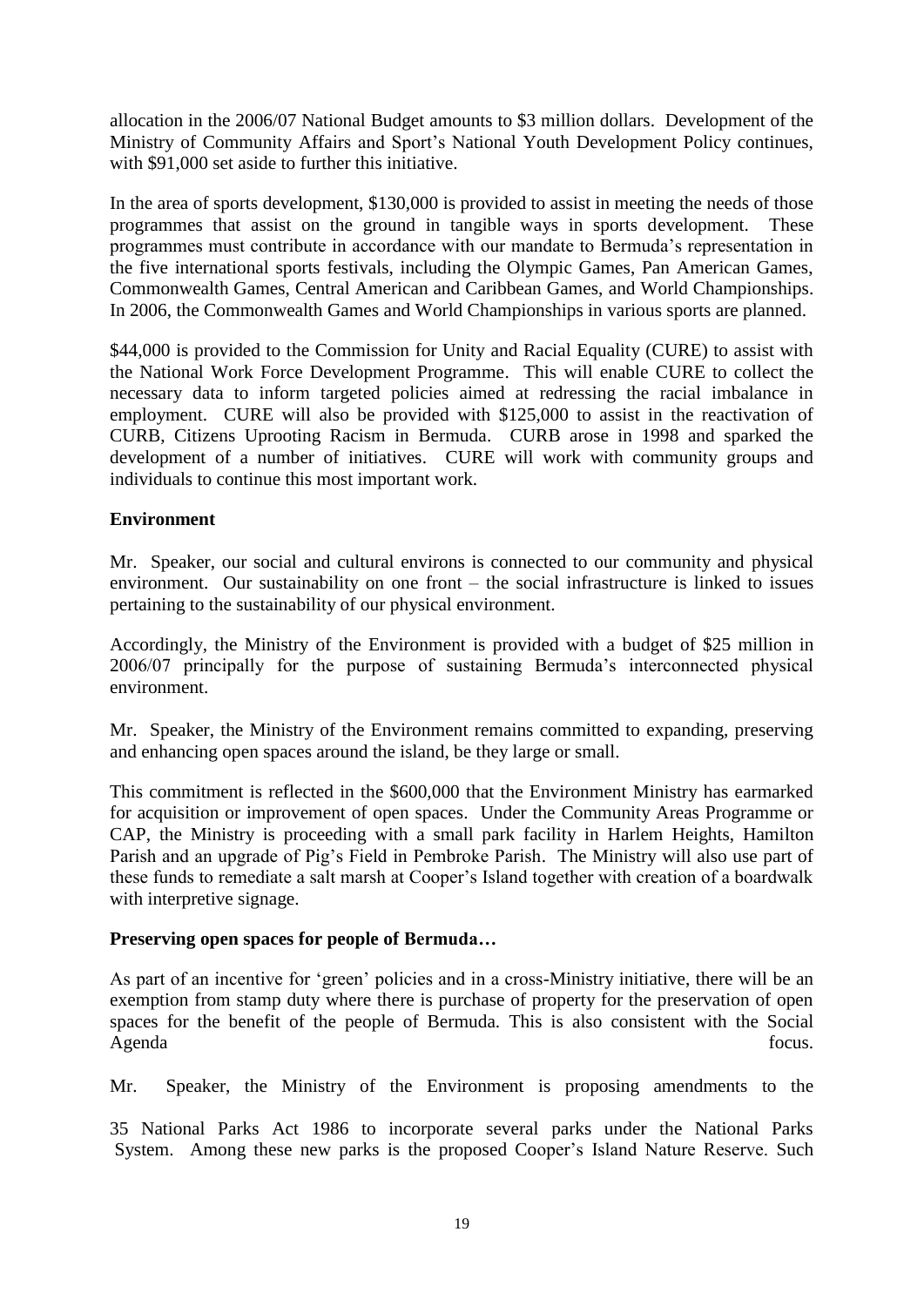allocation in the 2006/07 National Budget amounts to $3 million dollars. Development of the Ministry of Community Affairs and Sport's National Youth Development Policy continues, with $91,000 set aside to further this initiative.

In the area of sports development, $130,000 is provided to assist in meeting the needs of those programmes that assist on the ground in tangible ways in sports development. These programmes must contribute in accordance with our mandate to Bermuda's representation in the five international sports festivals, including the Olympic Games, Pan American Games, Commonwealth Games, Central American and Caribbean Games, and World Championships. In 2006, the Commonwealth Games and World Championships in various sports are planned.

$44,000 is provided to the Commission for Unity and Racial Equality (CURE) to assist with the National Work Force Development Programme. This will enable CURE to collect the necessary data to inform targeted policies aimed at redressing the racial imbalance in employment. CURE will also be provided with $125,000 to assist in the reactivation of CURB, Citizens Uprooting Racism in Bermuda. CURB arose in 1998 and sparked the development of a number of initiatives. CURE will work with community groups and individuals to continue this most important work.

**Environment**

Mr. Speaker, our social and cultural environs is connected to our community and physical environment. Our sustainability on one front – the social infrastructure is linked to issues pertaining to the sustainability of our physical environment.

Accordingly, the Ministry of the Environment is provided with a budget of $25 million in 2006/07 principally for the purpose of sustaining Bermuda's interconnected physical environment.

Mr. Speaker, the Ministry of the Environment remains committed to expanding, preserving and enhancing open spaces around the island, be they large or small.

This commitment is reflected in the $600,000 that the Environment Ministry has earmarked for acquisition or improvement of open spaces. Under the Community Areas Programme or CAP, the Ministry is proceeding with a small park facility in Harlem Heights, Hamilton Parish and an upgrade of Pig's Field in Pembroke Parish. The Ministry will also use part of these funds to remediate a salt marsh at Cooper's Island together with creation of a boardwalk with interpretive signage.

**Preserving open spaces for people of Bermuda…**

As part of an incentive for 'green' policies and in a cross-Ministry initiative, there will be an exemption from stamp duty where there is purchase of property for the preservation of open spaces for the benefit of the people of Bermuda. This is also consistent with the Social Agenda focus.

Mr. Speaker, the Ministry of the Environment is proposing amendments to the

35 National Parks Act 1986 to incorporate several parks under the National Parks System. Among these new parks is the proposed Cooper's Island Nature Reserve. Such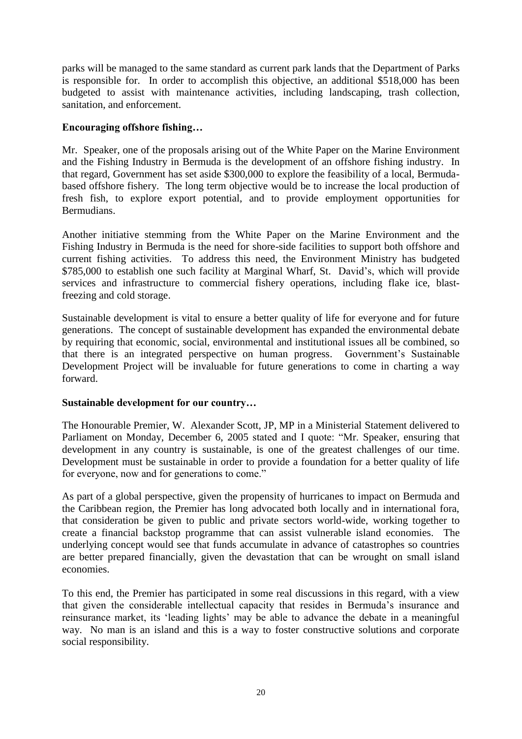parks will be managed to the same standard as current park lands that the Department of Parks is responsible for. In order to accomplish this objective, an additional $518,000 has been budgeted to assist with maintenance activities, including landscaping, trash collection, sanitation, and enforcement.

**Encouraging offshore fishing…**

Mr. Speaker, one of the proposals arising out of the White Paper on the Marine Environment and the Fishing Industry in Bermuda is the development of an offshore fishing industry. In that regard, Government has set aside $300,000 to explore the feasibility of a local, Bermuda-based offshore fishery. The long term objective would be to increase the local production of fresh fish, to explore export potential, and to provide employment opportunities for Bermudians.

Another initiative stemming from the White Paper on the Marine Environment and the Fishing Industry in Bermuda is the need for shore-side facilities to support both offshore and current fishing activities. To address this need, the Environment Ministry has budgeted $785,000 to establish one such facility at Marginal Wharf, St. David's, which will provide services and infrastructure to commercial fishery operations, including flake ice, blast-freezing and cold storage.

Sustainable development is vital to ensure a better quality of life for everyone and for future generations. The concept of sustainable development has expanded the environmental debate by requiring that economic, social, environmental and institutional issues all be combined, so that there is an integrated perspective on human progress. Government's Sustainable Development Project will be invaluable for future generations to come in charting a way forward.

**Sustainable development for our country…**

The Honourable Premier, W. Alexander Scott, JP, MP in a Ministerial Statement delivered to Parliament on Monday, December 6, 2005 stated and I quote: "Mr. Speaker, ensuring that development in any country is sustainable, is one of the greatest challenges of our time. Development must be sustainable in order to provide a foundation for a better quality of life for everyone, now and for generations to come."

As part of a global perspective, given the propensity of hurricanes to impact on Bermuda and the Caribbean region, the Premier has long advocated both locally and in international fora, that consideration be given to public and private sectors world-wide, working together to create a financial backstop programme that can assist vulnerable island economies. The underlying concept would see that funds accumulate in advance of catastrophes so countries are better prepared financially, given the devastation that can be wrought on small island economies.

To this end, the Premier has participated in some real discussions in this regard, with a view that given the considerable intellectual capacity that resides in Bermuda's insurance and reinsurance market, its 'leading lights' may be able to advance the debate in a meaningful way. No man is an island and this is a way to foster constructive solutions and corporate social responsibility.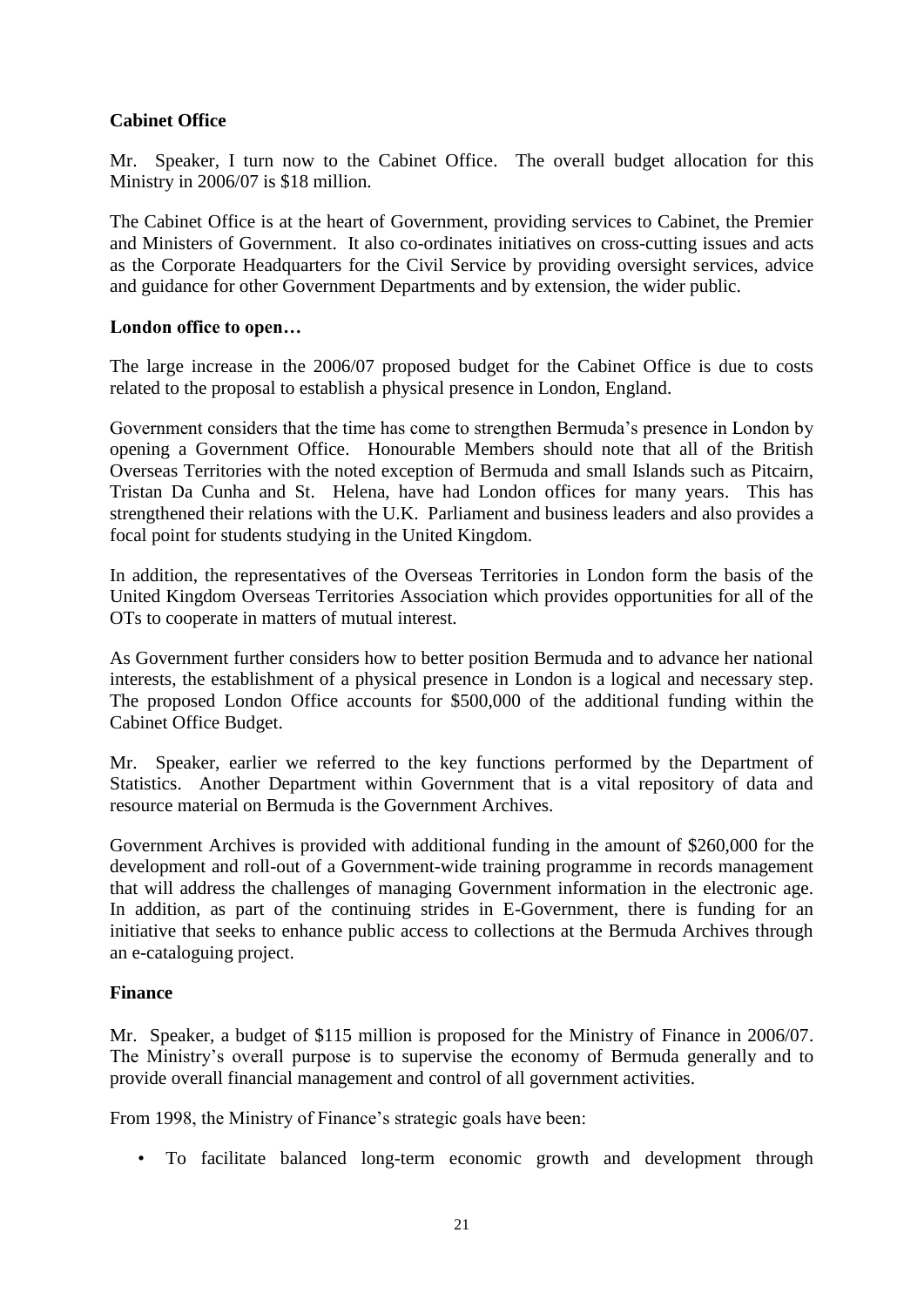**Cabinet Office**

Mr. Speaker, I turn now to the Cabinet Office. The overall budget allocation for this Ministry in 2006/07 is $18 million.

The Cabinet Office is at the heart of Government, providing services to Cabinet, the Premier and Ministers of Government. It also co-ordinates initiatives on cross-cutting issues and acts as the Corporate Headquarters for the Civil Service by providing oversight services, advice and guidance for other Government Departments and by extension, the wider public.

**London office to open…**

The large increase in the 2006/07 proposed budget for the Cabinet Office is due to costs related to the proposal to establish a physical presence in London, England.

Government considers that the time has come to strengthen Bermuda's presence in London by opening a Government Office. Honourable Members should note that all of the British Overseas Territories with the noted exception of Bermuda and small Islands such as Pitcairn, Tristan Da Cunha and St. Helena, have had London offices for many years. This has strengthened their relations with the U.K. Parliament and business leaders and also provides a focal point for students studying in the United Kingdom.

In addition, the representatives of the Overseas Territories in London form the basis of the United Kingdom Overseas Territories Association which provides opportunities for all of the OTs to cooperate in matters of mutual interest.

As Government further considers how to better position Bermuda and to advance her national interests, the establishment of a physical presence in London is a logical and necessary step. The proposed London Office accounts for $500,000 of the additional funding within the Cabinet Office Budget.

Mr. Speaker, earlier we referred to the key functions performed by the Department of Statistics. Another Department within Government that is a vital repository of data and resource material on Bermuda is the Government Archives.

Government Archives is provided with additional funding in the amount of $260,000 for the development and roll-out of a Government-wide training programme in records management that will address the challenges of managing Government information in the electronic age. In addition, as part of the continuing strides in E-Government, there is funding for an initiative that seeks to enhance public access to collections at the Bermuda Archives through an e-cataloguing project.

**Finance**

Mr. Speaker, a budget of $115 million is proposed for the Ministry of Finance in 2006/07. The Ministry's overall purpose is to supervise the economy of Bermuda generally and to provide overall financial management and control of all government activities.

From 1998, the Ministry of Finance's strategic goals have been:

- To facilitate balanced long-term economic growth and development through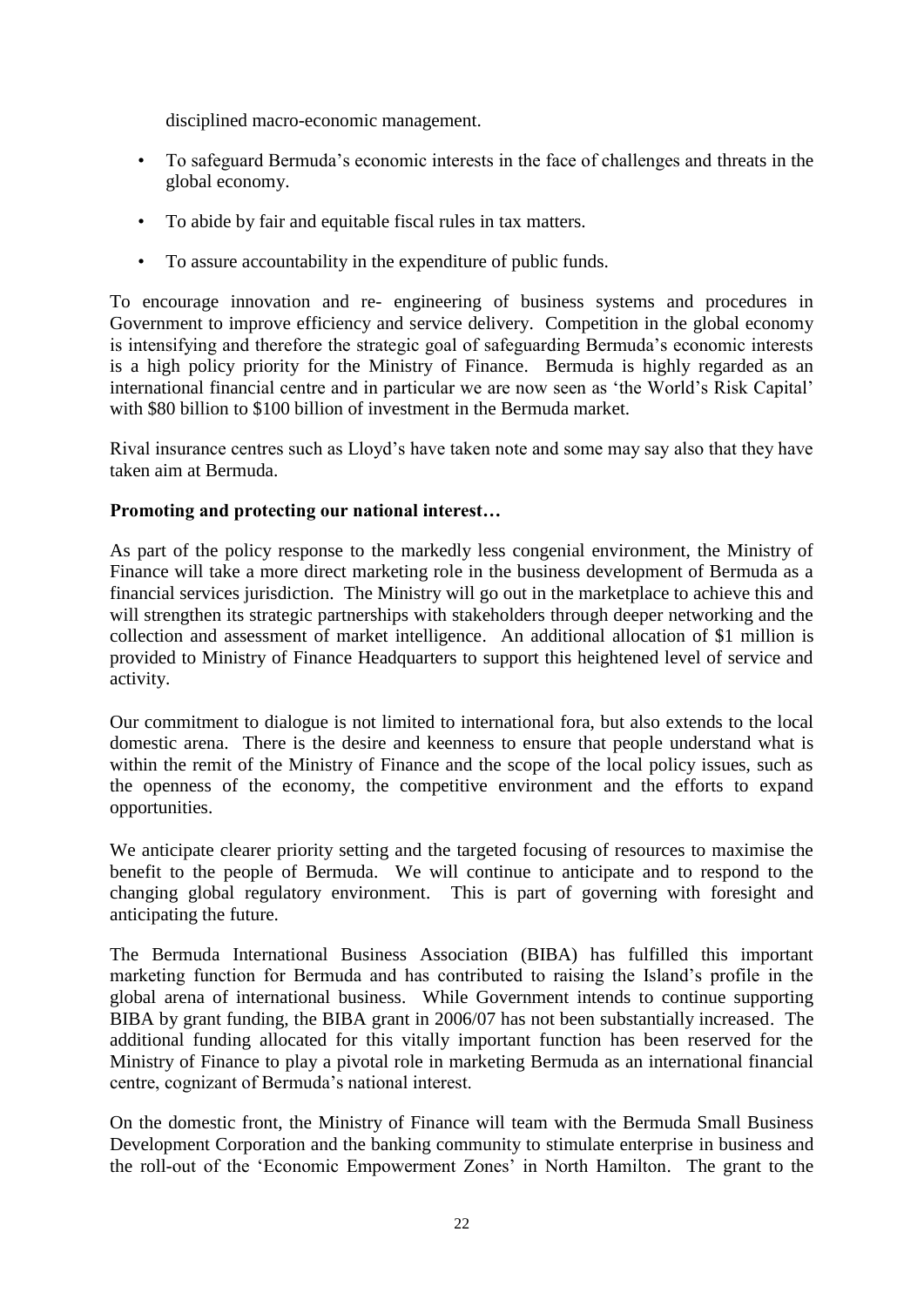disciplined macro-economic management.

- To safeguard Bermuda's economic interests in the face of challenges and threats in the global economy.
- To abide by fair and equitable fiscal rules in tax matters.
- To assure accountability in the expenditure of public funds.

To encourage innovation and re- engineering of business systems and procedures in Government to improve efficiency and service delivery. Competition in the global economy is intensifying and therefore the strategic goal of safeguarding Bermuda's economic interests is a high policy priority for the Ministry of Finance. Bermuda is highly regarded as an international financial centre and in particular we are now seen as 'the World's Risk Capital' with $80 billion to $100 billion of investment in the Bermuda market.

Rival insurance centres such as Lloyd's have taken note and some may say also that they have taken aim at Bermuda.

**Promoting and protecting our national interest…**

As part of the policy response to the markedly less congenial environment, the Ministry of Finance will take a more direct marketing role in the business development of Bermuda as a financial services jurisdiction. The Ministry will go out in the marketplace to achieve this and will strengthen its strategic partnerships with stakeholders through deeper networking and the collection and assessment of market intelligence. An additional allocation of $1 million is provided to Ministry of Finance Headquarters to support this heightened level of service and activity.

Our commitment to dialogue is not limited to international fora, but also extends to the local domestic arena. There is the desire and keenness to ensure that people understand what is within the remit of the Ministry of Finance and the scope of the local policy issues, such as the openness of the economy, the competitive environment and the efforts to expand opportunities.

We anticipate clearer priority setting and the targeted focusing of resources to maximise the benefit to the people of Bermuda. We will continue to anticipate and to respond to the changing global regulatory environment. This is part of governing with foresight and anticipating the future.

The Bermuda International Business Association (BIBA) has fulfilled this important marketing function for Bermuda and has contributed to raising the Island's profile in the global arena of international business. While Government intends to continue supporting BIBA by grant funding, the BIBA grant in 2006/07 has not been substantially increased. The additional funding allocated for this vitally important function has been reserved for the Ministry of Finance to play a pivotal role in marketing Bermuda as an international financial centre, cognizant of Bermuda's national interest.

On the domestic front, the Ministry of Finance will team with the Bermuda Small Business Development Corporation and the banking community to stimulate enterprise in business and the roll-out of the 'Economic Empowerment Zones' in North Hamilton. The grant to the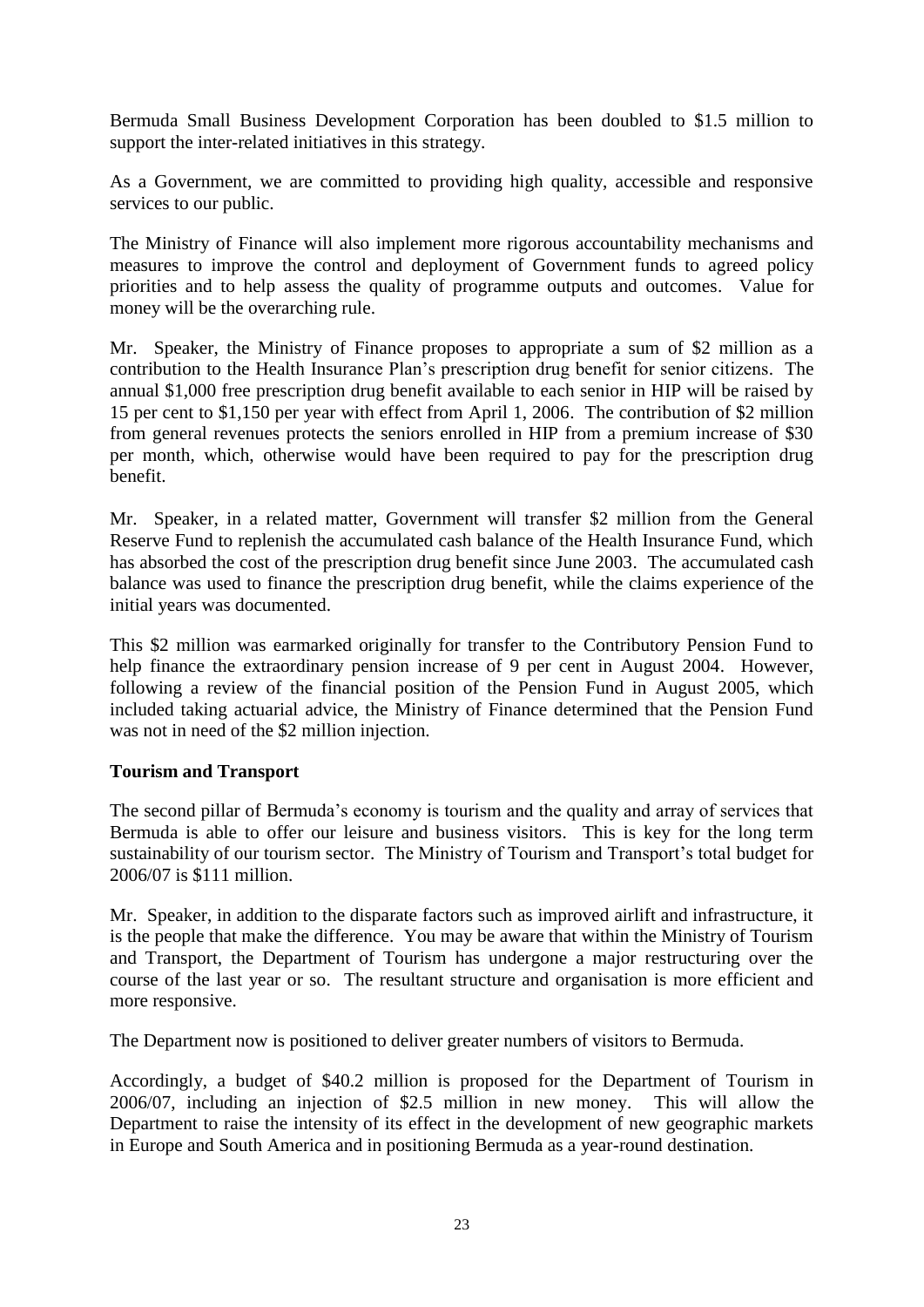Bermuda Small Business Development Corporation has been doubled to $1.5 million to support the inter-related initiatives in this strategy.

As a Government, we are committed to providing high quality, accessible and responsive services to our public.

The Ministry of Finance will also implement more rigorous accountability mechanisms and measures to improve the control and deployment of Government funds to agreed policy priorities and to help assess the quality of programme outputs and outcomes. Value for money will be the overarching rule.

Mr. Speaker, the Ministry of Finance proposes to appropriate a sum of $2 million as a contribution to the Health Insurance Plan's prescription drug benefit for senior citizens. The annual $1,000 free prescription drug benefit available to each senior in HIP will be raised by 15 per cent to $1,150 per year with effect from April 1, 2006. The contribution of $2 million from general revenues protects the seniors enrolled in HIP from a premium increase of $30 per month, which, otherwise would have been required to pay for the prescription drug benefit.

Mr. Speaker, in a related matter, Government will transfer $2 million from the General Reserve Fund to replenish the accumulated cash balance of the Health Insurance Fund, which has absorbed the cost of the prescription drug benefit since June 2003. The accumulated cash balance was used to finance the prescription drug benefit, while the claims experience of the initial years was documented.

This $2 million was earmarked originally for transfer to the Contributory Pension Fund to help finance the extraordinary pension increase of 9 per cent in August 2004. However, following a review of the financial position of the Pension Fund in August 2005, which included taking actuarial advice, the Ministry of Finance determined that the Pension Fund was not in need of the $2 million injection.

**Tourism and Transport**

The second pillar of Bermuda's economy is tourism and the quality and array of services that Bermuda is able to offer our leisure and business visitors. This is key for the long term sustainability of our tourism sector. The Ministry of Tourism and Transport's total budget for 2006/07 is $111 million.

Mr. Speaker, in addition to the disparate factors such as improved airlift and infrastructure, it is the people that make the difference. You may be aware that within the Ministry of Tourism and Transport, the Department of Tourism has undergone a major restructuring over the course of the last year or so. The resultant structure and organisation is more efficient and more responsive.

The Department now is positioned to deliver greater numbers of visitors to Bermuda.

Accordingly, a budget of $40.2 million is proposed for the Department of Tourism in 2006/07, including an injection of $2.5 million in new money. This will allow the Department to raise the intensity of its effect in the development of new geographic markets in Europe and South America and in positioning Bermuda as a year-round destination.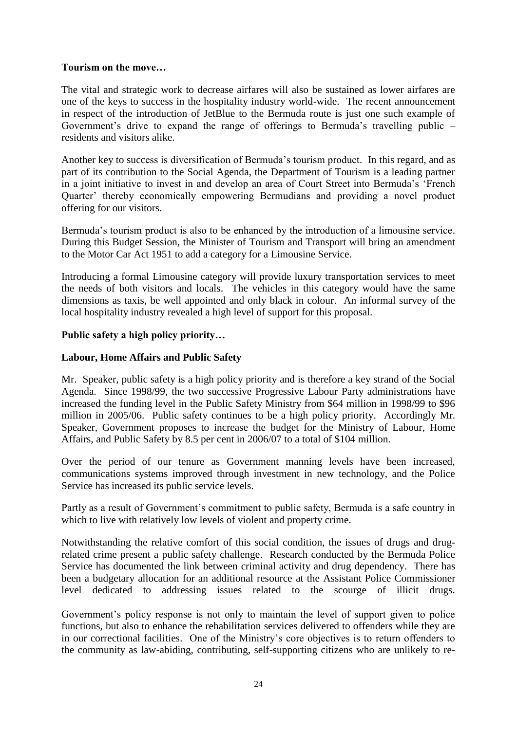**Tourism on the move…**

The vital and strategic work to decrease airfares will also be sustained as lower airfares are one of the keys to success in the hospitality industry world-wide. The recent announcement in respect of the introduction of JetBlue to the Bermuda route is just one such example of Government's drive to expand the range of offerings to Bermuda's travelling public – residents and visitors alike.

Another key to success is diversification of Bermuda's tourism product. In this regard, and as part of its contribution to the Social Agenda, the Department of Tourism is a leading partner in a joint initiative to invest in and develop an area of Court Street into Bermuda's 'French Quarter' thereby economically empowering Bermudians and providing a novel product offering for our visitors.

Bermuda's tourism product is also to be enhanced by the introduction of a limousine service. During this Budget Session, the Minister of Tourism and Transport will bring an amendment to the Motor Car Act 1951 to add a category for a Limousine Service.

Introducing a formal Limousine category will provide luxury transportation services to meet the needs of both visitors and locals. The vehicles in this category would have the same dimensions as taxis, be well appointed and only black in colour. An informal survey of the local hospitality industry revealed a high level of support for this proposal.

**Public safety a high policy priority…**

**Labour, Home Affairs and Public Safety**

Mr. Speaker, public safety is a high policy priority and is therefore a key strand of the Social Agenda. Since 1998/99, the two successive Progressive Labour Party administrations have increased the funding level in the Public Safety Ministry from $64 million in 1998/99 to $96 million in 2005/06. Public safety continues to be a high policy priority. Accordingly Mr. Speaker, Government proposes to increase the budget for the Ministry of Labour, Home Affairs, and Public Safety by 8.5 per cent in 2006/07 to a total of $104 million.

Over the period of our tenure as Government manning levels have been increased, communications systems improved through investment in new technology, and the Police Service has increased its public service levels.

Partly as a result of Government's commitment to public safety, Bermuda is a safe country in which to live with relatively low levels of violent and property crime.

Notwithstanding the relative comfort of this social condition, the issues of drugs and drug-related crime present a public safety challenge. Research conducted by the Bermuda Police Service has documented the link between criminal activity and drug dependency. There has been a budgetary allocation for an additional resource at the Assistant Police Commissioner level dedicated to addressing issues related to the scourge of illicit drugs.

Government's policy response is not only to maintain the level of support given to police functions, but also to enhance the rehabilitation services delivered to offenders while they are in our correctional facilities. One of the Ministry's core objectives is to return offenders to the community as law-abiding, contributing, self-supporting citizens who are unlikely to re-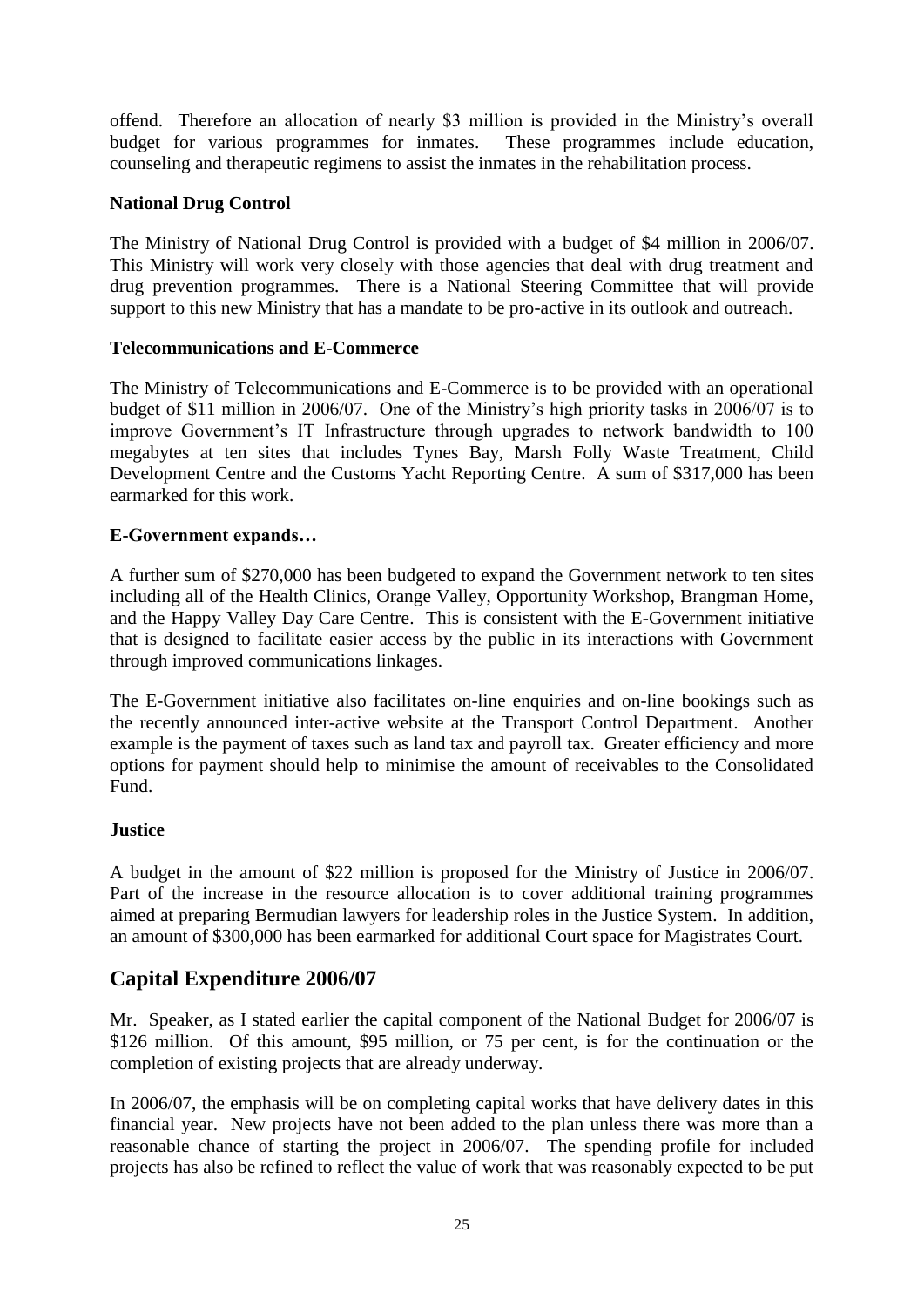offend. Therefore an allocation of nearly \$3 million is provided in the Ministry's overall budget for various programmes for inmates. These programmes include education, counseling and therapeutic regimens to assist the inmates in the rehabilitation process.

**National Drug Control**

The Ministry of National Drug Control is provided with a budget of \$4 million in 2006/07. This Ministry will work very closely with those agencies that deal with drug treatment and drug prevention programmes. There is a National Steering Committee that will provide support to this new Ministry that has a mandate to be pro-active in its outlook and outreach.

**Telecommunications and E-Commerce**

The Ministry of Telecommunications and E-Commerce is to be provided with an operational budget of \$11 million in 2006/07. One of the Ministry's high priority tasks in 2006/07 is to improve Government's IT Infrastructure through upgrades to network bandwidth to 100 megabytes at ten sites that includes Tynes Bay, Marsh Folly Waste Treatment, Child Development Centre and the Customs Yacht Reporting Centre. A sum of \$317,000 has been earmarked for this work.

**E-Government expands…**

A further sum of \$270,000 has been budgeted to expand the Government network to ten sites including all of the Health Clinics, Orange Valley, Opportunity Workshop, Brangman Home, and the Happy Valley Day Care Centre. This is consistent with the E-Government initiative that is designed to facilitate easier access by the public in its interactions with Government through improved communications linkages.

The E-Government initiative also facilitates on-line enquiries and on-line bookings such as the recently announced inter-active website at the Transport Control Department. Another example is the payment of taxes such as land tax and payroll tax. Greater efficiency and more options for payment should help to minimise the amount of receivables to the Consolidated Fund.

**Justice**

A budget in the amount of \$22 million is proposed for the Ministry of Justice in 2006/07. Part of the increase in the resource allocation is to cover additional training programmes aimed at preparing Bermudian lawyers for leadership roles in the Justice System. In addition, an amount of \$300,000 has been earmarked for additional Court space for Magistrates Court.

## Capital Expenditure 2006/07

Mr. Speaker, as I stated earlier the capital component of the National Budget for 2006/07 is \$126 million. Of this amount, \$95 million, or 75 per cent, is for the continuation or the completion of existing projects that are already underway.

In 2006/07, the emphasis will be on completing capital works that have delivery dates in this financial year. New projects have not been added to the plan unless there was more than a reasonable chance of starting the project in 2006/07. The spending profile for included projects has also be refined to reflect the value of work that was reasonably expected to be put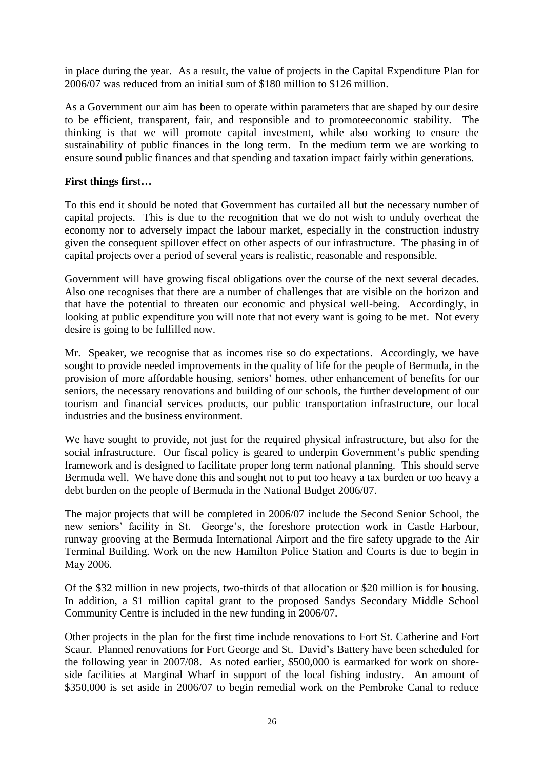in place during the year. As a result, the value of projects in the Capital Expenditure Plan for 2006/07 was reduced from an initial sum of $180 million to $126 million.

As a Government our aim has been to operate within parameters that are shaped by our desire to be efficient, transparent, fair, and responsible and to promoteeconomic stability. The thinking is that we will promote capital investment, while also working to ensure the sustainability of public finances in the long term. In the medium term we are working to ensure sound public finances and that spending and taxation impact fairly within generations.

**First things first…**

To this end it should be noted that Government has curtailed all but the necessary number of capital projects. This is due to the recognition that we do not wish to unduly overheat the economy nor to adversely impact the labour market, especially in the construction industry given the consequent spillover effect on other aspects of our infrastructure. The phasing in of capital projects over a period of several years is realistic, reasonable and responsible.

Government will have growing fiscal obligations over the course of the next several decades. Also one recognises that there are a number of challenges that are visible on the horizon and that have the potential to threaten our economic and physical well-being. Accordingly, in looking at public expenditure you will note that not every want is going to be met. Not every desire is going to be fulfilled now.

Mr. Speaker, we recognise that as incomes rise so do expectations. Accordingly, we have sought to provide needed improvements in the quality of life for the people of Bermuda, in the provision of more affordable housing, seniors' homes, other enhancement of benefits for our seniors, the necessary renovations and building of our schools, the further development of our tourism and financial services products, our public transportation infrastructure, our local industries and the business environment.

We have sought to provide, not just for the required physical infrastructure, but also for the social infrastructure. Our fiscal policy is geared to underpin Government's public spending framework and is designed to facilitate proper long term national planning. This should serve Bermuda well. We have done this and sought not to put too heavy a tax burden or too heavy a debt burden on the people of Bermuda in the National Budget 2006/07.

The major projects that will be completed in 2006/07 include the Second Senior School, the new seniors' facility in St. George's, the foreshore protection work in Castle Harbour, runway grooving at the Bermuda International Airport and the fire safety upgrade to the Air Terminal Building. Work on the new Hamilton Police Station and Courts is due to begin in May 2006.

Of the $32 million in new projects, two-thirds of that allocation or $20 million is for housing. In addition, a $1 million capital grant to the proposed Sandys Secondary Middle School Community Centre is included in the new funding in 2006/07.

Other projects in the plan for the first time include renovations to Fort St. Catherine and Fort Scaur. Planned renovations for Fort George and St. David's Battery have been scheduled for the following year in 2007/08. As noted earlier, $500,000 is earmarked for work on shore-side facilities at Marginal Wharf in support of the local fishing industry. An amount of $350,000 is set aside in 2006/07 to begin remedial work on the Pembroke Canal to reduce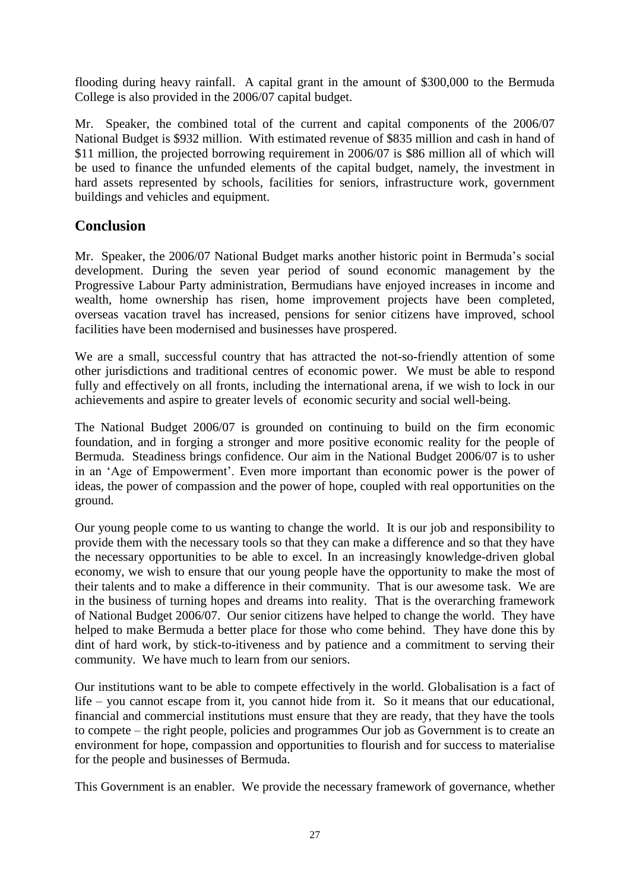flooding during heavy rainfall. A capital grant in the amount of $300,000 to the Bermuda College is also provided in the 2006/07 capital budget.

Mr. Speaker, the combined total of the current and capital components of the 2006/07 National Budget is $932 million. With estimated revenue of $835 million and cash in hand of $11 million, the projected borrowing requirement in 2006/07 is $86 million all of which will be used to finance the unfunded elements of the capital budget, namely, the investment in hard assets represented by schools, facilities for seniors, infrastructure work, government buildings and vehicles and equipment.

## Conclusion

Mr. Speaker, the 2006/07 National Budget marks another historic point in Bermuda's social development. During the seven year period of sound economic management by the Progressive Labour Party administration, Bermudians have enjoyed increases in income and wealth, home ownership has risen, home improvement projects have been completed, overseas vacation travel has increased, pensions for senior citizens have improved, school facilities have been modernised and businesses have prospered.

We are a small, successful country that has attracted the not-so-friendly attention of some other jurisdictions and traditional centres of economic power. We must be able to respond fully and effectively on all fronts, including the international arena, if we wish to lock in our achievements and aspire to greater levels of economic security and social well-being.

The National Budget 2006/07 is grounded on continuing to build on the firm economic foundation, and in forging a stronger and more positive economic reality for the people of Bermuda. Steadiness brings confidence. Our aim in the National Budget 2006/07 is to usher in an 'Age of Empowerment'. Even more important than economic power is the power of ideas, the power of compassion and the power of hope, coupled with real opportunities on the ground.

Our young people come to us wanting to change the world. It is our job and responsibility to provide them with the necessary tools so that they can make a difference and so that they have the necessary opportunities to be able to excel. In an increasingly knowledge-driven global economy, we wish to ensure that our young people have the opportunity to make the most of their talents and to make a difference in their community. That is our awesome task. We are in the business of turning hopes and dreams into reality. That is the overarching framework of National Budget 2006/07. Our senior citizens have helped to change the world. They have helped to make Bermuda a better place for those who come behind. They have done this by dint of hard work, by stick-to-itiveness and by patience and a commitment to serving their community. We have much to learn from our seniors.

Our institutions want to be able to compete effectively in the world. Globalisation is a fact of life – you cannot escape from it, you cannot hide from it. So it means that our educational, financial and commercial institutions must ensure that they are ready, that they have the tools to compete – the right people, policies and programmes Our job as Government is to create an environment for hope, compassion and opportunities to flourish and for success to materialise for the people and businesses of Bermuda.

This Government is an enabler. We provide the necessary framework of governance, whether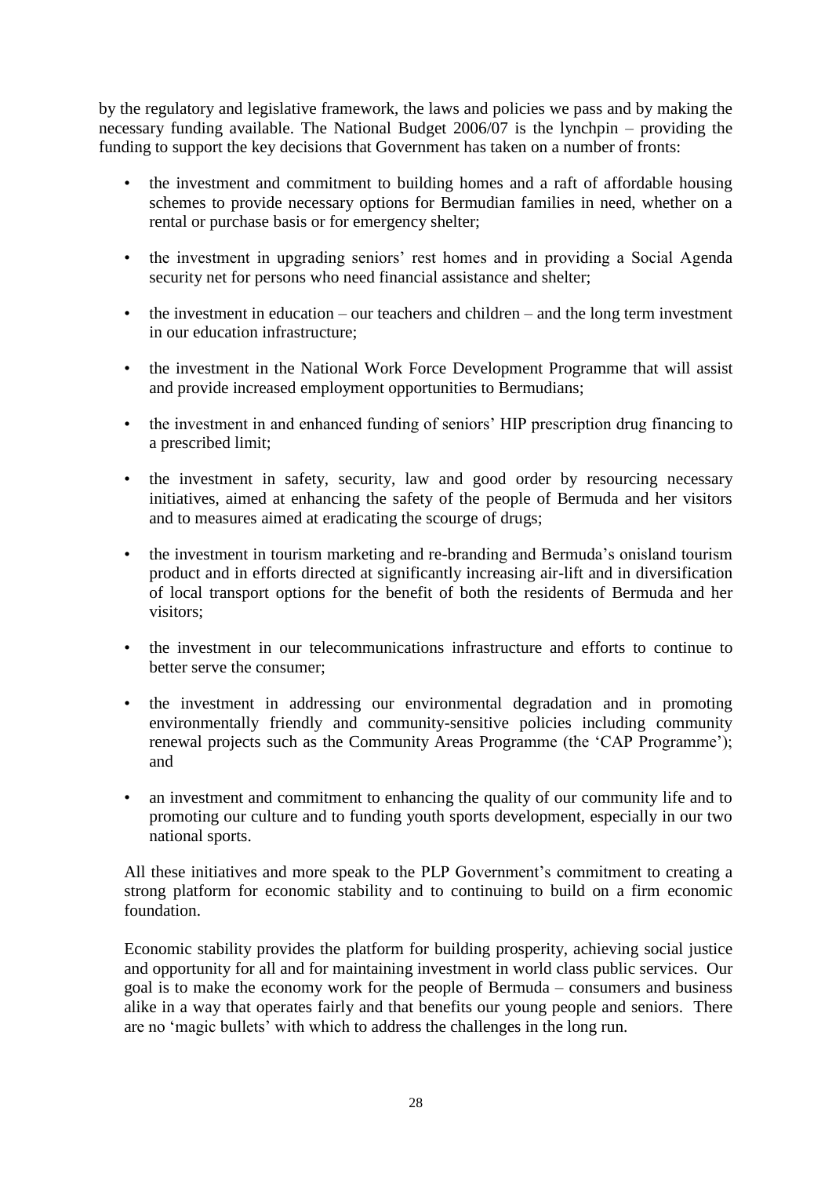by the regulatory and legislative framework, the laws and policies we pass and by making the necessary funding available. The National Budget 2006/07 is the lynchpin – providing the funding to support the key decisions that Government has taken on a number of fronts:

- the investment and commitment to building homes and a raft of affordable housing schemes to provide necessary options for Bermudian families in need, whether on a rental or purchase basis or for emergency shelter;
- the investment in upgrading seniors' rest homes and in providing a Social Agenda security net for persons who need financial assistance and shelter;
- the investment in education – our teachers and children – and the long term investment in our education infrastructure;
- the investment in the National Work Force Development Programme that will assist and provide increased employment opportunities to Bermudians;
- the investment in and enhanced funding of seniors' HIP prescription drug financing to a prescribed limit;
- the investment in safety, security, law and good order by resourcing necessary initiatives, aimed at enhancing the safety of the people of Bermuda and her visitors and to measures aimed at eradicating the scourge of drugs;
- the investment in tourism marketing and re-branding and Bermuda's onisland tourism product and in efforts directed at significantly increasing air-lift and in diversification of local transport options for the benefit of both the residents of Bermuda and her visitors;
- the investment in our telecommunications infrastructure and efforts to continue to better serve the consumer;
- the investment in addressing our environmental degradation and in promoting environmentally friendly and community-sensitive policies including community renewal projects such as the Community Areas Programme (the 'CAP Programme'); and
- an investment and commitment to enhancing the quality of our community life and to promoting our culture and to funding youth sports development, especially in our two national sports.

All these initiatives and more speak to the PLP Government's commitment to creating a strong platform for economic stability and to continuing to build on a firm economic foundation.

Economic stability provides the platform for building prosperity, achieving social justice and opportunity for all and for maintaining investment in world class public services. Our goal is to make the economy work for the people of Bermuda – consumers and business alike in a way that operates fairly and that benefits our young people and seniors. There are no 'magic bullets' with which to address the challenges in the long run.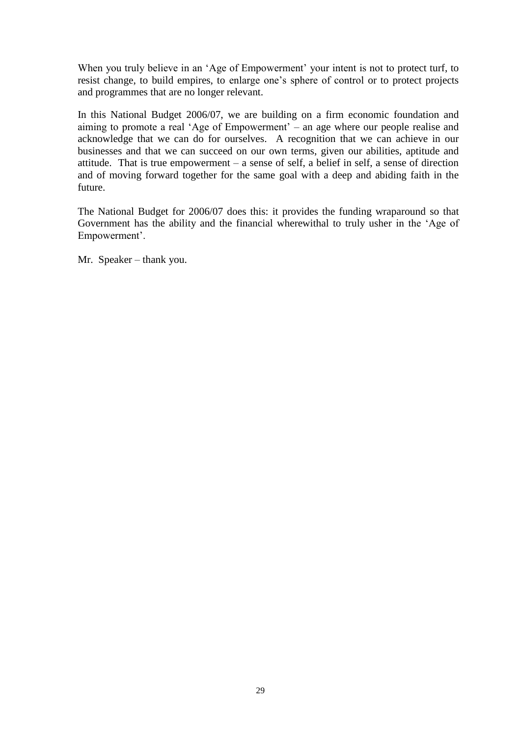When you truly believe in an 'Age of Empowerment' your intent is not to protect turf, to resist change, to build empires, to enlarge one's sphere of control or to protect projects and programmes that are no longer relevant.

In this National Budget 2006/07, we are building on a firm economic foundation and aiming to promote a real 'Age of Empowerment' – an age where our people realise and acknowledge that we can do for ourselves. A recognition that we can achieve in our businesses and that we can succeed on our own terms, given our abilities, aptitude and attitude. That is true empowerment – a sense of self, a belief in self, a sense of direction and of moving forward together for the same goal with a deep and abiding faith in the future.

The National Budget for 2006/07 does this: it provides the funding wraparound so that Government has the ability and the financial wherewithal to truly usher in the 'Age of Empowerment'.

Mr. Speaker – thank you.